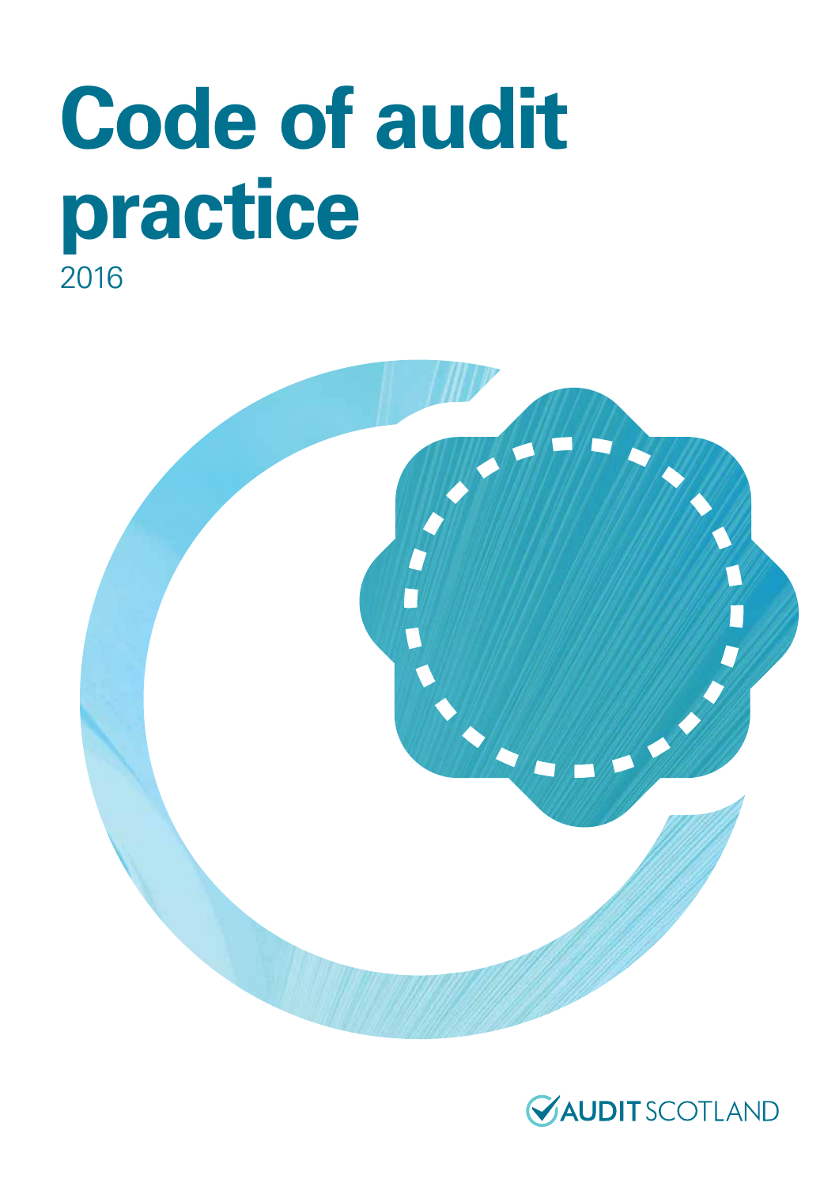# Code of audit practice

2016

AUDIT SCOTLAND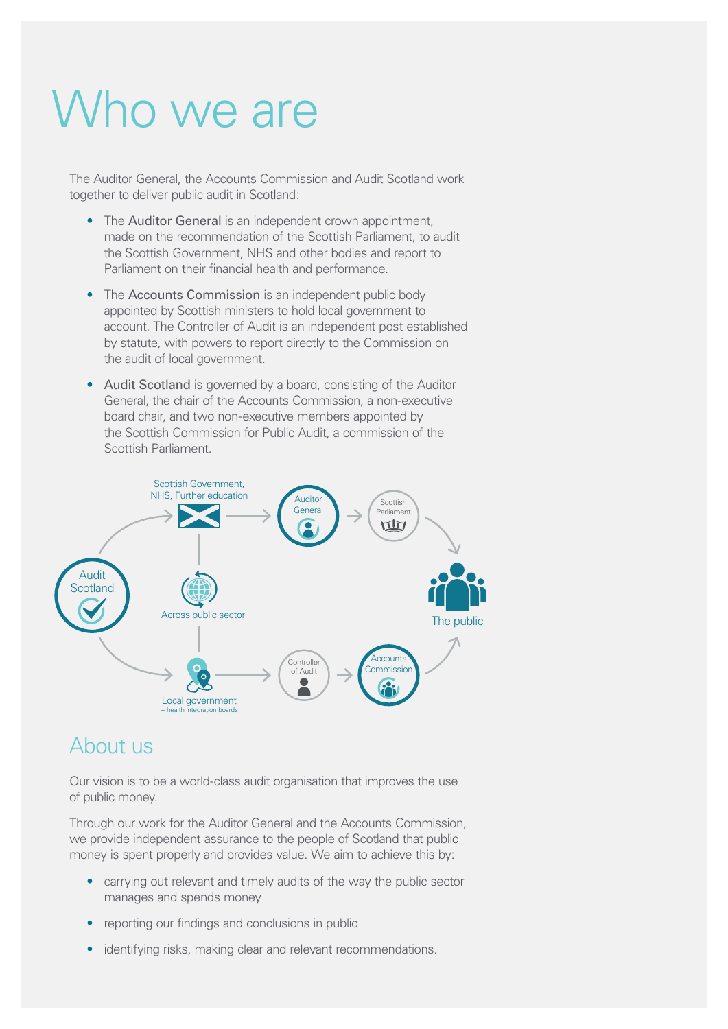# Who we are

The Auditor General, the Accounts Commission and Audit Scotland work together to deliver public audit in Scotland:

- The Auditor General is an independent crown appointment, made on the recommendation of the Scottish Parliament, to audit the Scottish Government, NHS and other bodies and report to Parliament on their financial health and performance.
- The Accounts Commission is an independent public body appointed by Scottish ministers to hold local government to account. The Controller of Audit is an independent post established by statute, with powers to report directly to the Commission on the audit of local government.
- Audit Scotland is governed by a board, consisting of the Auditor General, the chair of the Accounts Commission, a non-executive board chair, and two non-executive members appointed by the Scottish Commission for Public Audit, a commission of the Scottish Parliament.

Scottish Government, NHS, Further education

Auditor General

Scottish Parliament

Audit Scotland

Across public sector

The public

Local government + health integration boards

Controller of Audit

Accounts Commission

## About us

Our vision is to be a world-class audit organisation that improves the use of public money.

Through our work for the Auditor General and the Accounts Commission, we provide independent assurance to the people of Scotland that public money is spent properly and provides value. We aim to achieve this by:

- carrying out relevant and timely audits of the way the public sector manages and spends money
- reporting our findings and conclusions in public
- identifying risks, making clear and relevant recommendations.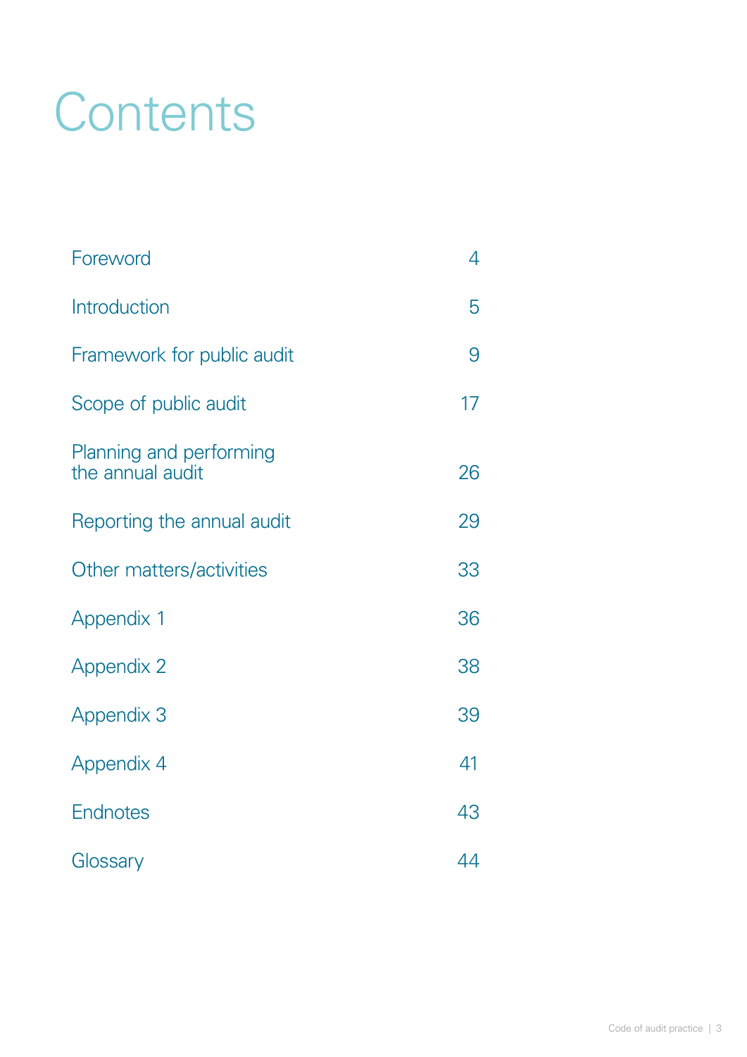# Contents

| | |
|---|---|
| Foreword | 4 |
| Introduction | 5 |
| Framework for public audit | 9 |
| Scope of public audit | 17 |
| Planning and performing the annual audit | 26 |
| Reporting the annual audit | 29 |
| Other matters/activities | 33 |
| Appendix 1 | 36 |
| Appendix 2 | 38 |
| Appendix 3 | 39 |
| Appendix 4 | 41 |
| Endnotes | 43 |
| Glossary | 44 |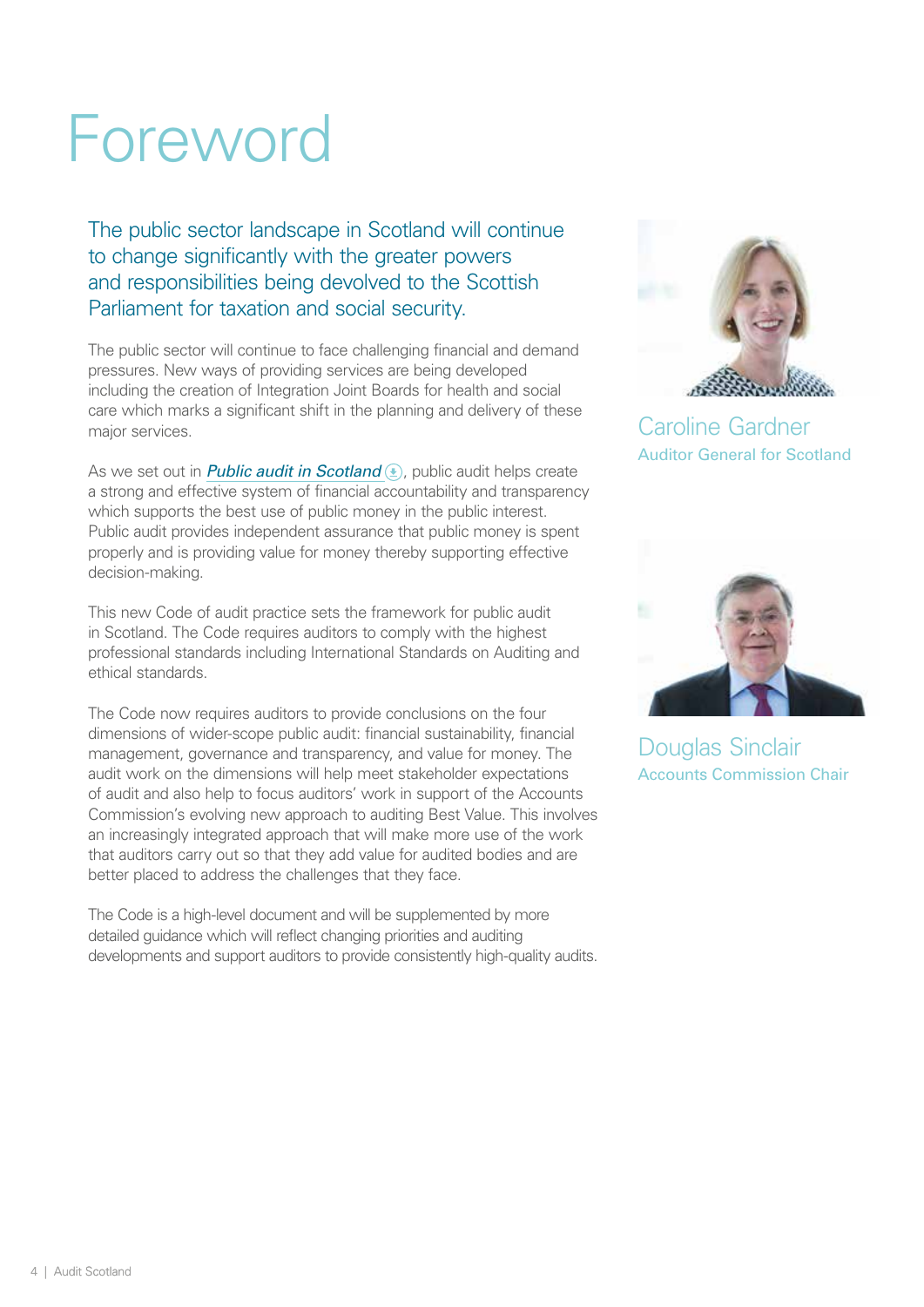# Foreword

The public sector landscape in Scotland will continue to change significantly with the greater powers and responsibilities being devolved to the Scottish Parliament for taxation and social security.

The public sector will continue to face challenging financial and demand pressures. New ways of providing services are being developed including the creation of Integration Joint Boards for health and social care which marks a significant shift in the planning and delivery of these major services.

As we set out in ***Public audit in Scotland***, public audit helps create a strong and effective system of financial accountability and transparency which supports the best use of public money in the public interest. Public audit provides independent assurance that public money is spent properly and is providing value for money thereby supporting effective decision-making.

This new Code of audit practice sets the framework for public audit in Scotland. The Code requires auditors to comply with the highest professional standards including International Standards on Auditing and ethical standards.

The Code now requires auditors to provide conclusions on the four dimensions of wider-scope public audit: financial sustainability, financial management, governance and transparency, and value for money. The audit work on the dimensions will help meet stakeholder expectations of audit and also help to focus auditors' work in support of the Accounts Commission's evolving new approach to auditing Best Value. This involves an increasingly integrated approach that will make more use of the work that auditors carry out so that they add value for audited bodies and are better placed to address the challenges that they face.

The Code is a high-level document and will be supplemented by more detailed guidance which will reflect changing priorities and auditing developments and support auditors to provide consistently high-quality audits.

Caroline Gardner
Auditor General for Scotland

Douglas Sinclair
Accounts Commission Chair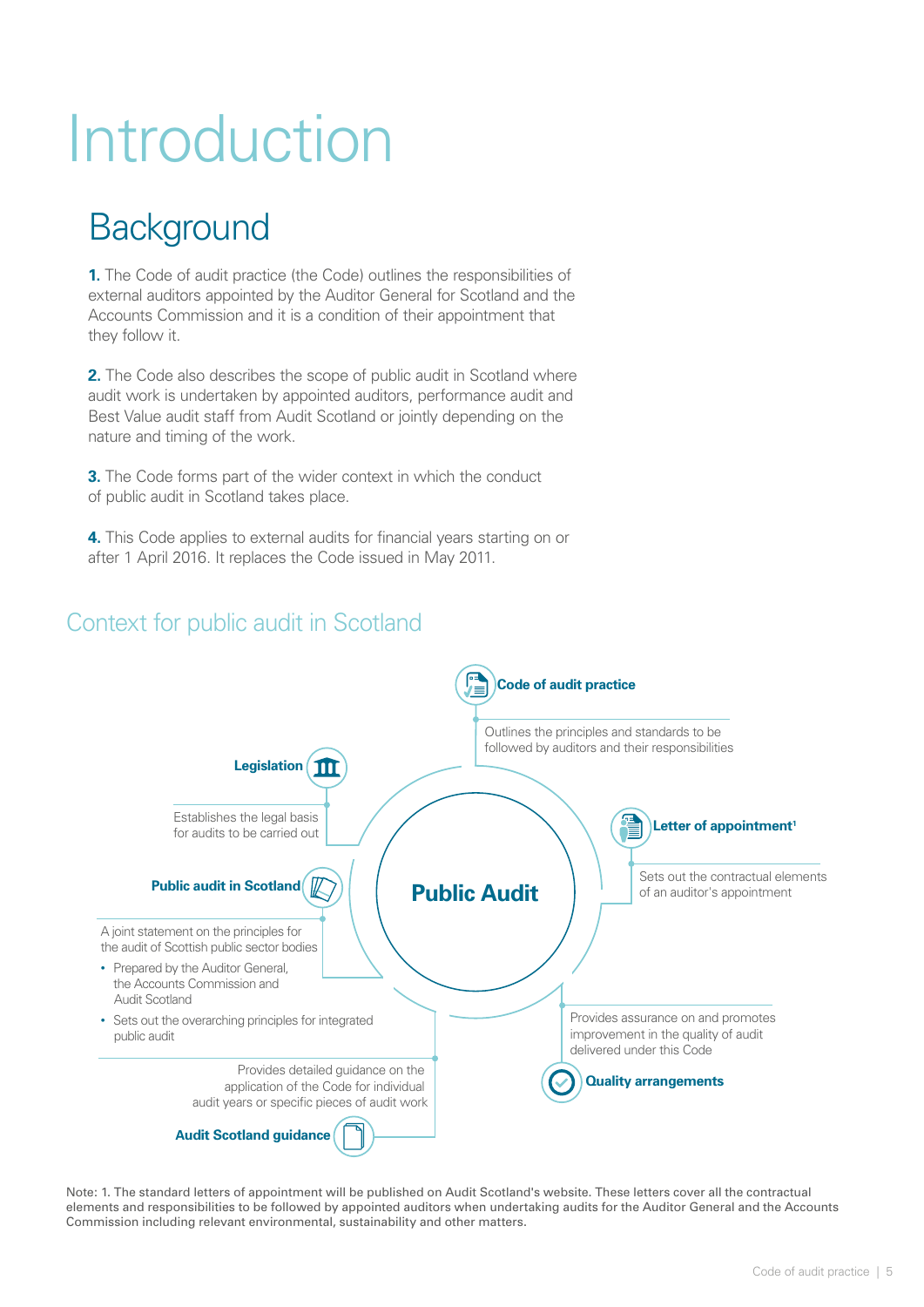# Introduction

## Background

**1.** The Code of audit practice (the Code) outlines the responsibilities of external auditors appointed by the Auditor General for Scotland and the Accounts Commission and it is a condition of their appointment that they follow it.

**2.** The Code also describes the scope of public audit in Scotland where audit work is undertaken by appointed auditors, performance audit and Best Value audit staff from Audit Scotland or jointly depending on the nature and timing of the work.

**3.** The Code forms part of the wider context in which the conduct of public audit in Scotland takes place.

**4.** This Code applies to external audits for financial years starting on or after 1 April 2016. It replaces the Code issued in May 2011.

### Context for public audit in Scotland

**Public Audit**

**Code of audit practice**

Outlines the principles and standards to be followed by auditors and their responsibilities

**Legislation**

Establishes the legal basis for audits to be carried out

**Letter of appointment**[1]

Sets out the contractual elements of an auditor's appointment

**Public audit in Scotland**

A joint statement on the principles for the audit of Scottish public sector bodies

- Prepared by the Auditor General, the Accounts Commission and Audit Scotland
- Sets out the overarching principles for integrated public audit

**Quality arrangements**

Provides assurance on and promotes improvement in the quality of audit delivered under this Code

**Audit Scotland guidance**

Provides detailed guidance on the application of the Code for individual audit years or specific pieces of audit work

Note: 1. The standard letters of appointment will be published on Audit Scotland's website. These letters cover all the contractual elements and responsibilities to be followed by appointed auditors when undertaking audits for the Auditor General and the Accounts Commission including relevant environmental, sustainability and other matters.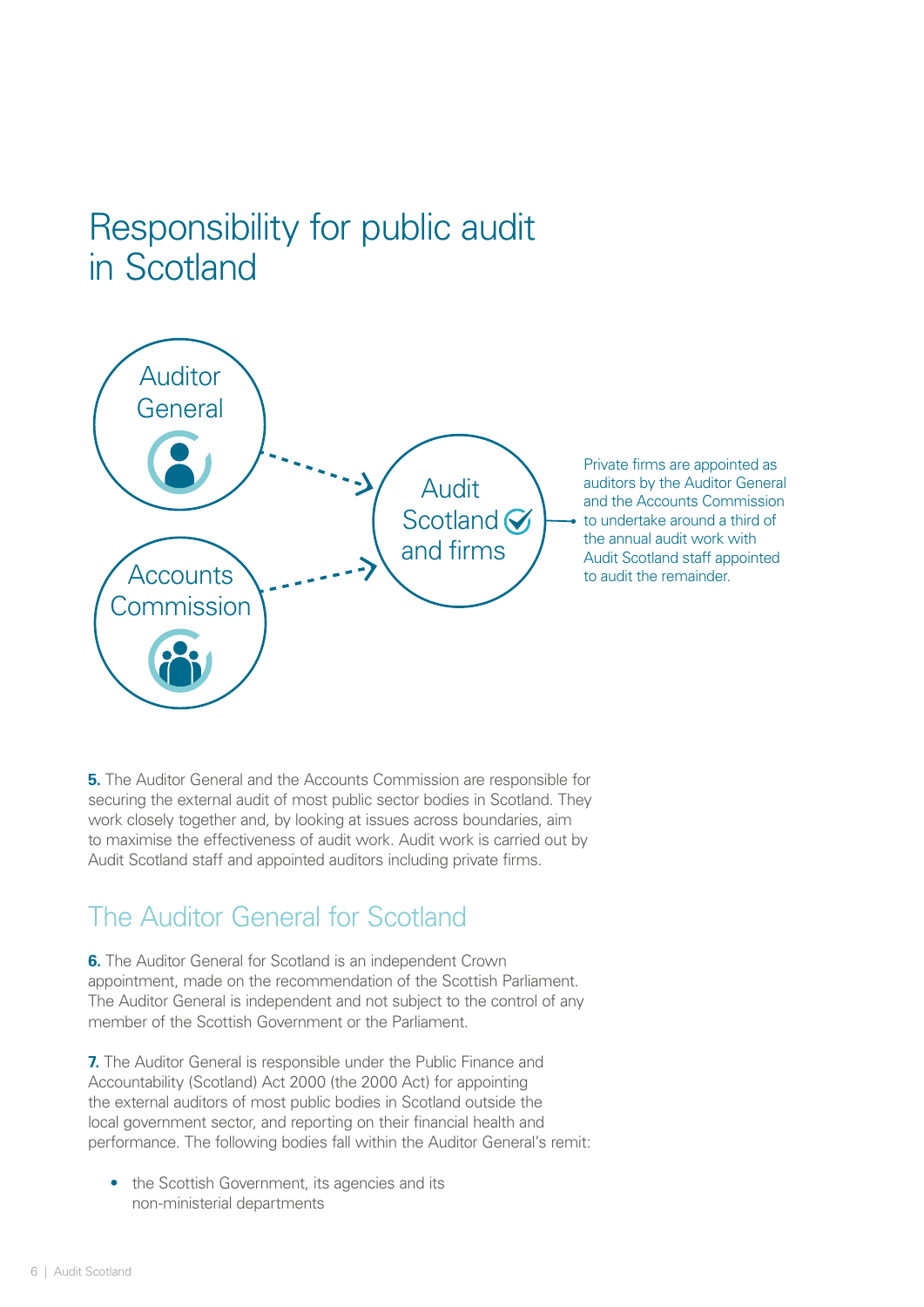# Responsibility for public audit in Scotland

Auditor General

Accounts Commission

Audit Scotland and firms

Private firms are appointed as auditors by the Auditor General and the Accounts Commission to undertake around a third of the annual audit work with Audit Scotland staff appointed to audit the remainder.

**5.** The Auditor General and the Accounts Commission are responsible for securing the external audit of most public sector bodies in Scotland. They work closely together and, by looking at issues across boundaries, aim to maximise the effectiveness of audit work. Audit work is carried out by Audit Scotland staff and appointed auditors including private firms.

## The Auditor General for Scotland

**6.** The Auditor General for Scotland is an independent Crown appointment, made on the recommendation of the Scottish Parliament. The Auditor General is independent and not subject to the control of any member of the Scottish Government or the Parliament.

**7.** The Auditor General is responsible under the Public Finance and Accountability (Scotland) Act 2000 (the 2000 Act) for appointing the external auditors of most public bodies in Scotland outside the local government sector, and reporting on their financial health and performance. The following bodies fall within the Auditor General's remit:

- the Scottish Government, its agencies and its non-ministerial departments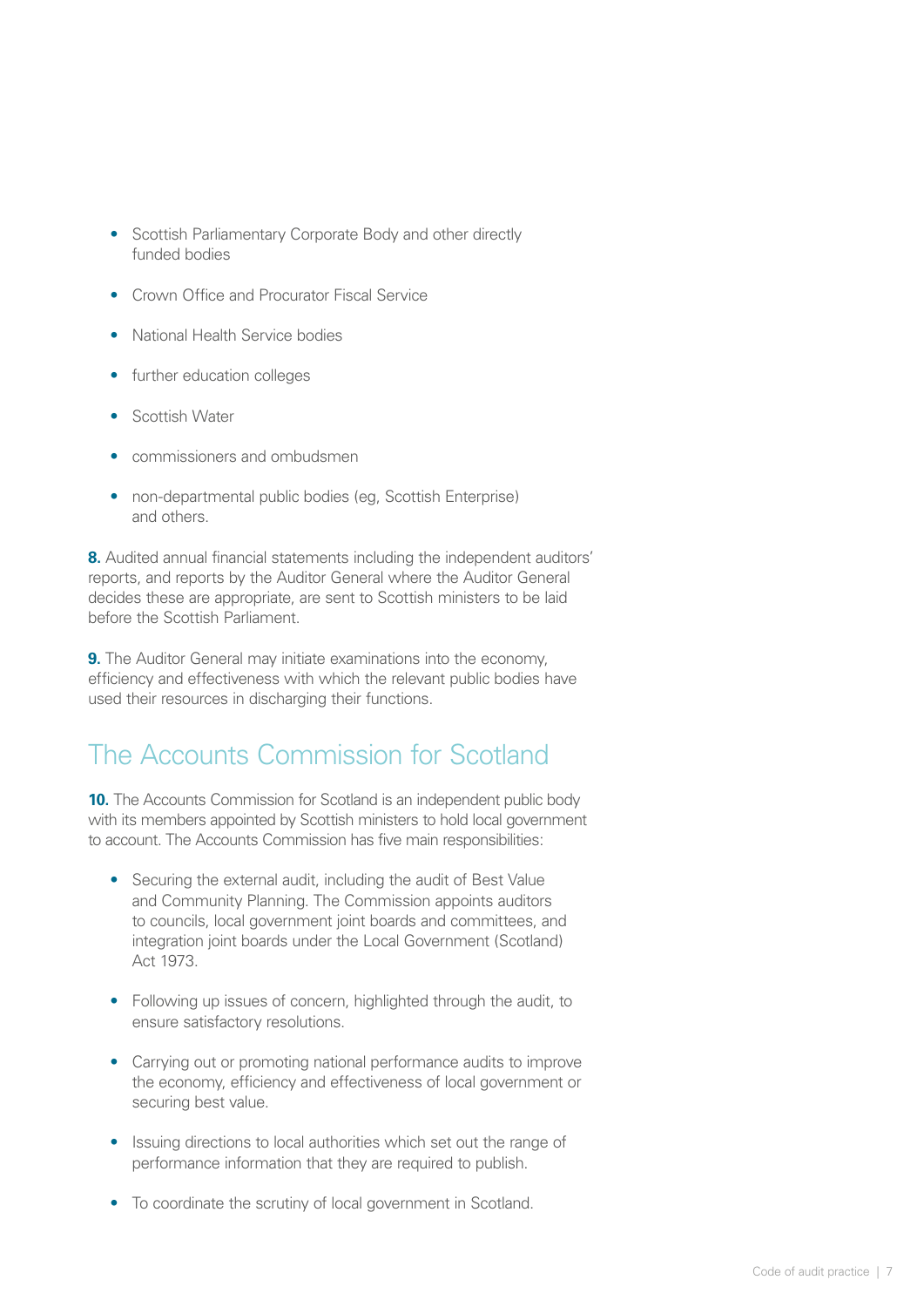- Scottish Parliamentary Corporate Body and other directly funded bodies
- Crown Office and Procurator Fiscal Service
- National Health Service bodies
- further education colleges
- Scottish Water
- commissioners and ombudsmen
- non-departmental public bodies (eg, Scottish Enterprise) and others.

**8.** Audited annual financial statements including the independent auditors' reports, and reports by the Auditor General where the Auditor General decides these are appropriate, are sent to Scottish ministers to be laid before the Scottish Parliament.

**9.** The Auditor General may initiate examinations into the economy, efficiency and effectiveness with which the relevant public bodies have used their resources in discharging their functions.

## The Accounts Commission for Scotland

**10.** The Accounts Commission for Scotland is an independent public body with its members appointed by Scottish ministers to hold local government to account. The Accounts Commission has five main responsibilities:

- Securing the external audit, including the audit of Best Value and Community Planning. The Commission appoints auditors to councils, local government joint boards and committees, and integration joint boards under the Local Government (Scotland) Act 1973.
- Following up issues of concern, highlighted through the audit, to ensure satisfactory resolutions.
- Carrying out or promoting national performance audits to improve the economy, efficiency and effectiveness of local government or securing best value.
- Issuing directions to local authorities which set out the range of performance information that they are required to publish.
- To coordinate the scrutiny of local government in Scotland.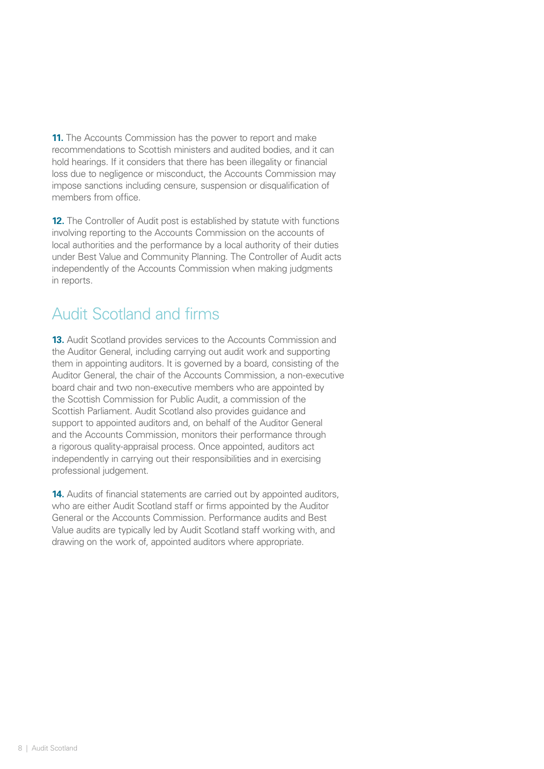**11.** The Accounts Commission has the power to report and make recommendations to Scottish ministers and audited bodies, and it can hold hearings. If it considers that there has been illegality or financial loss due to negligence or misconduct, the Accounts Commission may impose sanctions including censure, suspension or disqualification of members from office.

**12.** The Controller of Audit post is established by statute with functions involving reporting to the Accounts Commission on the accounts of local authorities and the performance by a local authority of their duties under Best Value and Community Planning. The Controller of Audit acts independently of the Accounts Commission when making judgments in reports.

## Audit Scotland and firms

**13.** Audit Scotland provides services to the Accounts Commission and the Auditor General, including carrying out audit work and supporting them in appointing auditors. It is governed by a board, consisting of the Auditor General, the chair of the Accounts Commission, a non-executive board chair and two non-executive members who are appointed by the Scottish Commission for Public Audit, a commission of the Scottish Parliament. Audit Scotland also provides guidance and support to appointed auditors and, on behalf of the Auditor General and the Accounts Commission, monitors their performance through a rigorous quality-appraisal process. Once appointed, auditors act independently in carrying out their responsibilities and in exercising professional judgement.

**14.** Audits of financial statements are carried out by appointed auditors, who are either Audit Scotland staff or firms appointed by the Auditor General or the Accounts Commission. Performance audits and Best Value audits are typically led by Audit Scotland staff working with, and drawing on the work of, appointed auditors where appropriate.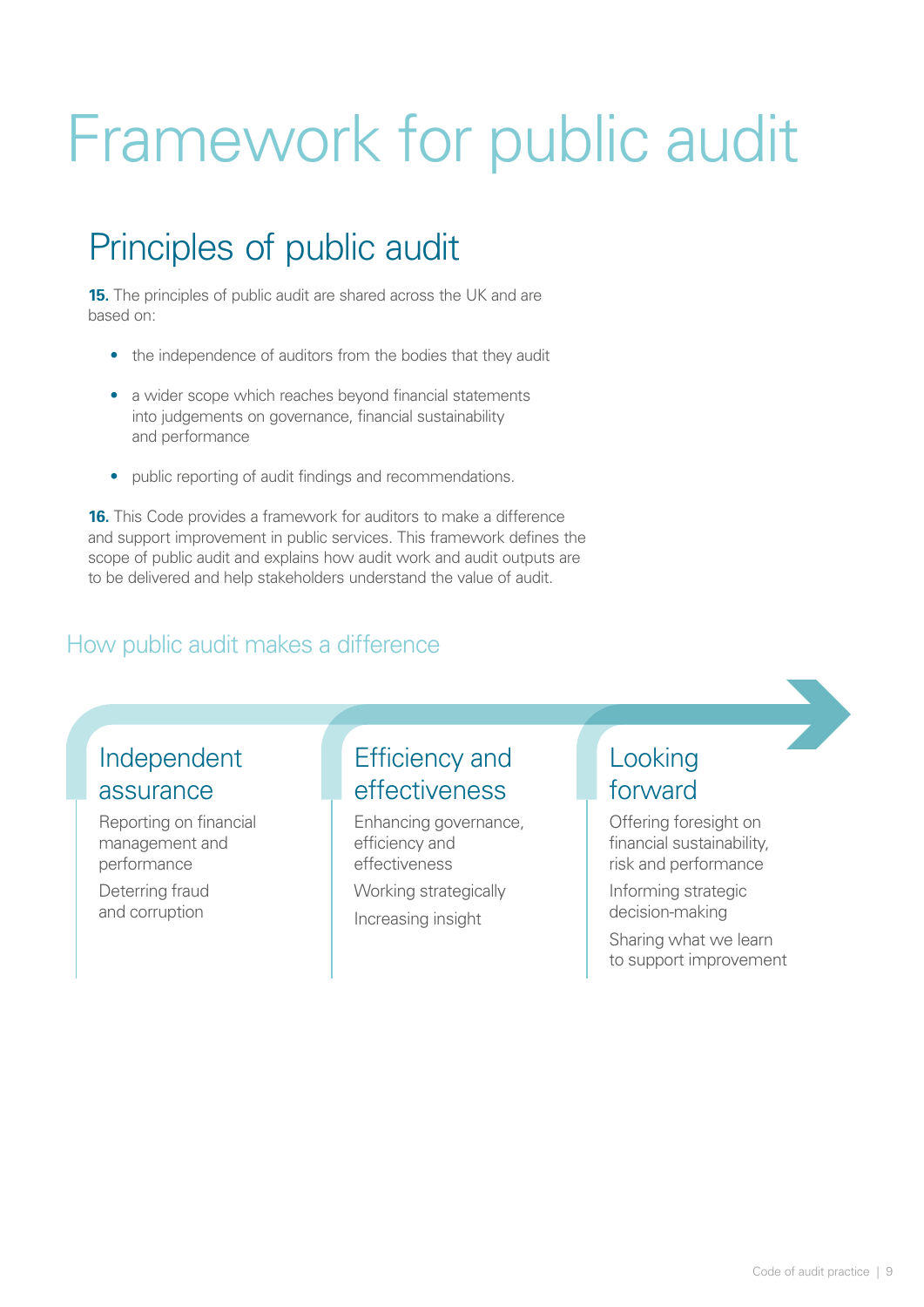# Framework for public audit

## Principles of public audit

**15.** The principles of public audit are shared across the UK and are based on:

- the independence of auditors from the bodies that they audit
- a wider scope which reaches beyond financial statements into judgements on governance, financial sustainability and performance
- public reporting of audit findings and recommendations.

**16.** This Code provides a framework for auditors to make a difference and support improvement in public services. This framework defines the scope of public audit and explains how audit work and audit outputs are to be delivered and help stakeholders understand the value of audit.

### How public audit makes a difference

#### Independent assurance

Reporting on financial management and performance

Deterring fraud and corruption

#### Efficiency and effectiveness

Enhancing governance, efficiency and effectiveness

Working strategically

Increasing insight

#### Looking forward

Offering foresight on financial sustainability, risk and performance

Informing strategic decision-making

Sharing what we learn to support improvement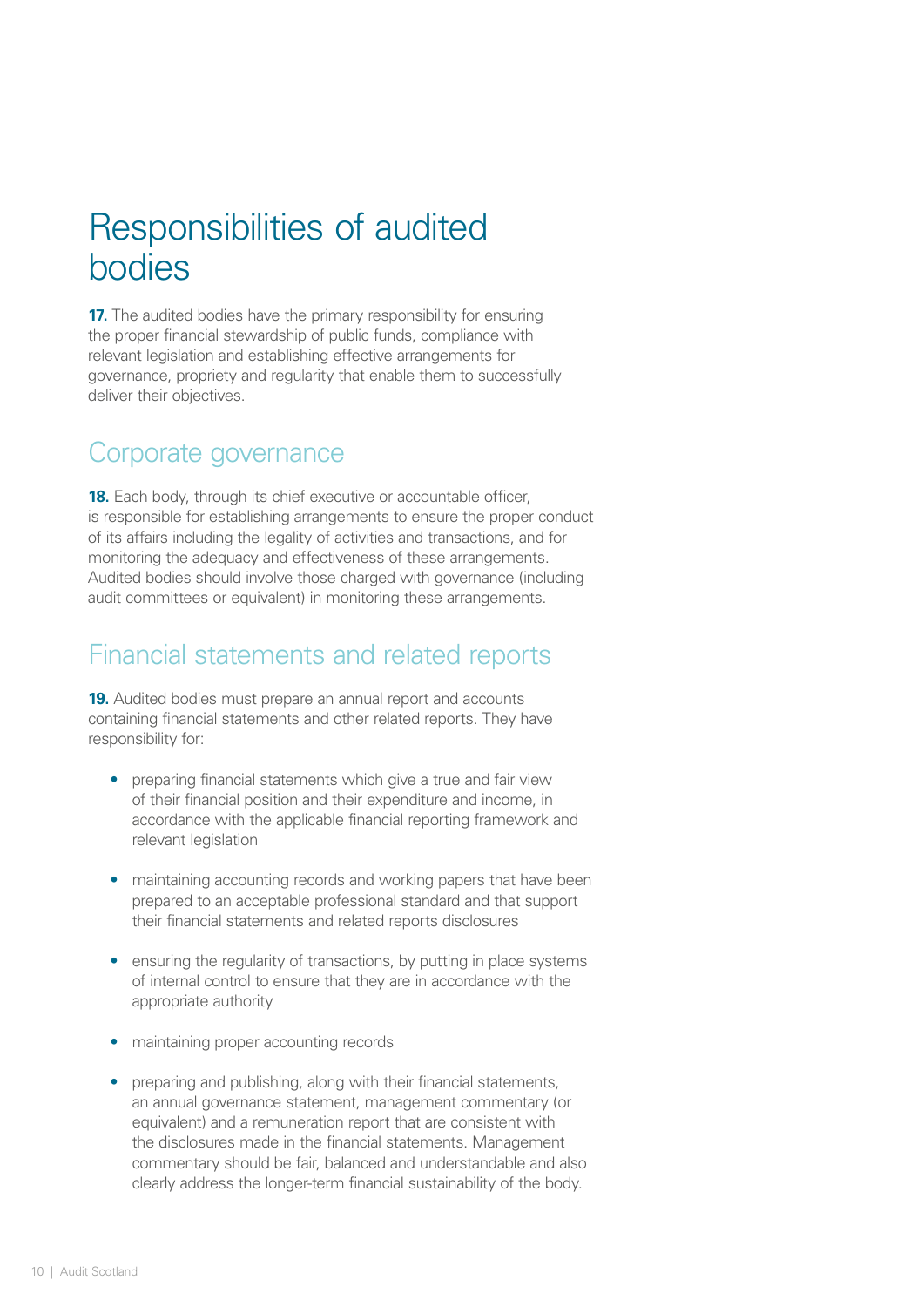# Responsibilities of audited bodies

**17.** The audited bodies have the primary responsibility for ensuring the proper financial stewardship of public funds, compliance with relevant legislation and establishing effective arrangements for governance, propriety and regularity that enable them to successfully deliver their objectives.

## Corporate governance

**18.** Each body, through its chief executive or accountable officer, is responsible for establishing arrangements to ensure the proper conduct of its affairs including the legality of activities and transactions, and for monitoring the adequacy and effectiveness of these arrangements. Audited bodies should involve those charged with governance (including audit committees or equivalent) in monitoring these arrangements.

## Financial statements and related reports

**19.** Audited bodies must prepare an annual report and accounts containing financial statements and other related reports. They have responsibility for:

- preparing financial statements which give a true and fair view of their financial position and their expenditure and income, in accordance with the applicable financial reporting framework and relevant legislation
- maintaining accounting records and working papers that have been prepared to an acceptable professional standard and that support their financial statements and related reports disclosures
- ensuring the regularity of transactions, by putting in place systems of internal control to ensure that they are in accordance with the appropriate authority
- maintaining proper accounting records
- preparing and publishing, along with their financial statements, an annual governance statement, management commentary (or equivalent) and a remuneration report that are consistent with the disclosures made in the financial statements. Management commentary should be fair, balanced and understandable and also clearly address the longer-term financial sustainability of the body.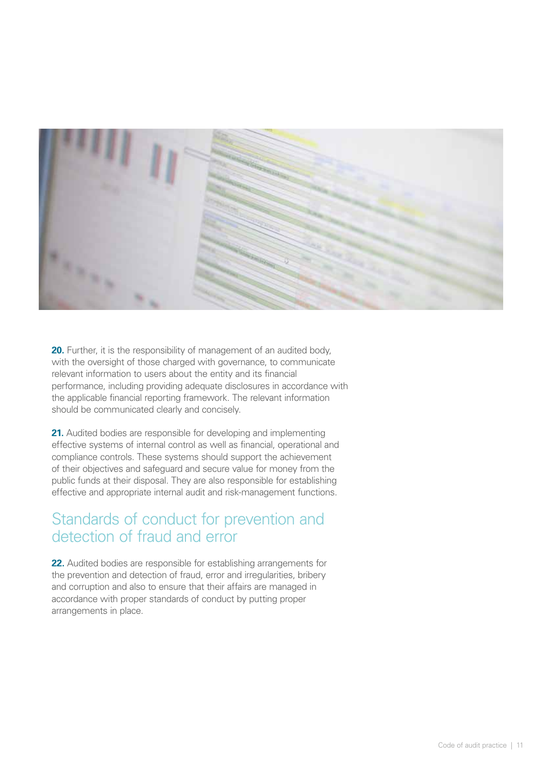**20.** Further, it is the responsibility of management of an audited body, with the oversight of those charged with governance, to communicate relevant information to users about the entity and its financial performance, including providing adequate disclosures in accordance with the applicable financial reporting framework. The relevant information should be communicated clearly and concisely.

**21.** Audited bodies are responsible for developing and implementing effective systems of internal control as well as financial, operational and compliance controls. These systems should support the achievement of their objectives and safeguard and secure value for money from the public funds at their disposal. They are also responsible for establishing effective and appropriate internal audit and risk-management functions.

## Standards of conduct for prevention and detection of fraud and error

**22.** Audited bodies are responsible for establishing arrangements for the prevention and detection of fraud, error and irregularities, bribery and corruption and also to ensure that their affairs are managed in accordance with proper standards of conduct by putting proper arrangements in place.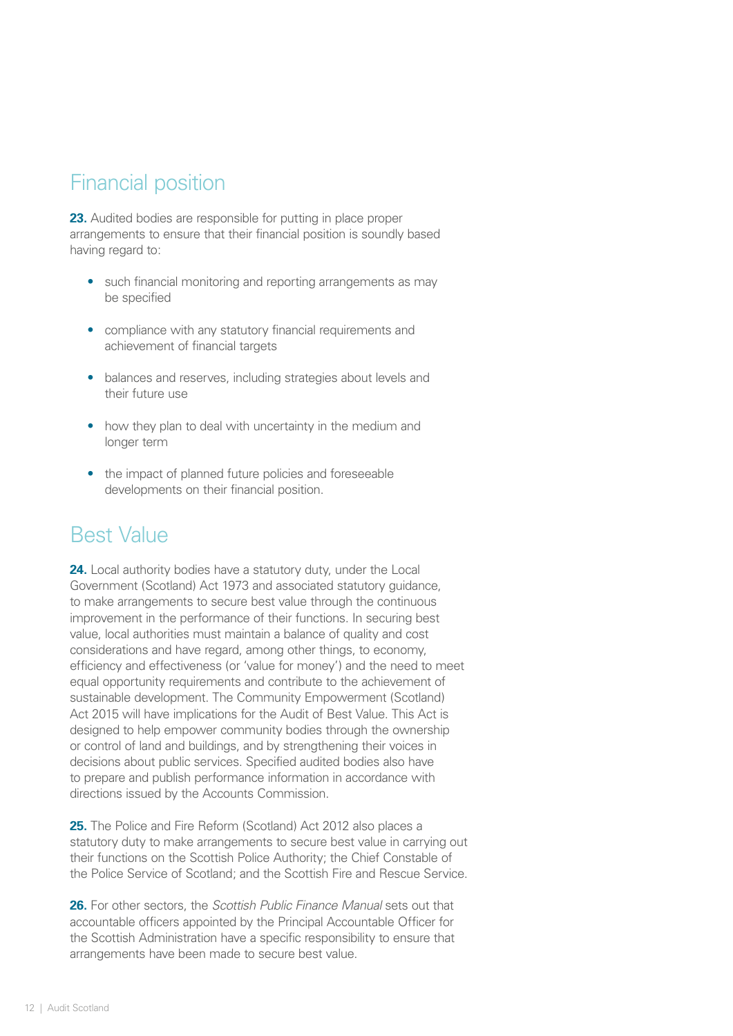## Financial position

**23.** Audited bodies are responsible for putting in place proper arrangements to ensure that their financial position is soundly based having regard to:

- such financial monitoring and reporting arrangements as may be specified
- compliance with any statutory financial requirements and achievement of financial targets
- balances and reserves, including strategies about levels and their future use
- how they plan to deal with uncertainty in the medium and longer term
- the impact of planned future policies and foreseeable developments on their financial position.

## Best Value

**24.** Local authority bodies have a statutory duty, under the Local Government (Scotland) Act 1973 and associated statutory guidance, to make arrangements to secure best value through the continuous improvement in the performance of their functions. In securing best value, local authorities must maintain a balance of quality and cost considerations and have regard, among other things, to economy, efficiency and effectiveness (or 'value for money') and the need to meet equal opportunity requirements and contribute to the achievement of sustainable development. The Community Empowerment (Scotland) Act 2015 will have implications for the Audit of Best Value. This Act is designed to help empower community bodies through the ownership or control of land and buildings, and by strengthening their voices in decisions about public services. Specified audited bodies also have to prepare and publish performance information in accordance with directions issued by the Accounts Commission.

**25.** The Police and Fire Reform (Scotland) Act 2012 also places a statutory duty to make arrangements to secure best value in carrying out their functions on the Scottish Police Authority; the Chief Constable of the Police Service of Scotland; and the Scottish Fire and Rescue Service.

**26.** For other sectors, the *Scottish Public Finance Manual* sets out that accountable officers appointed by the Principal Accountable Officer for the Scottish Administration have a specific responsibility to ensure that arrangements have been made to secure best value.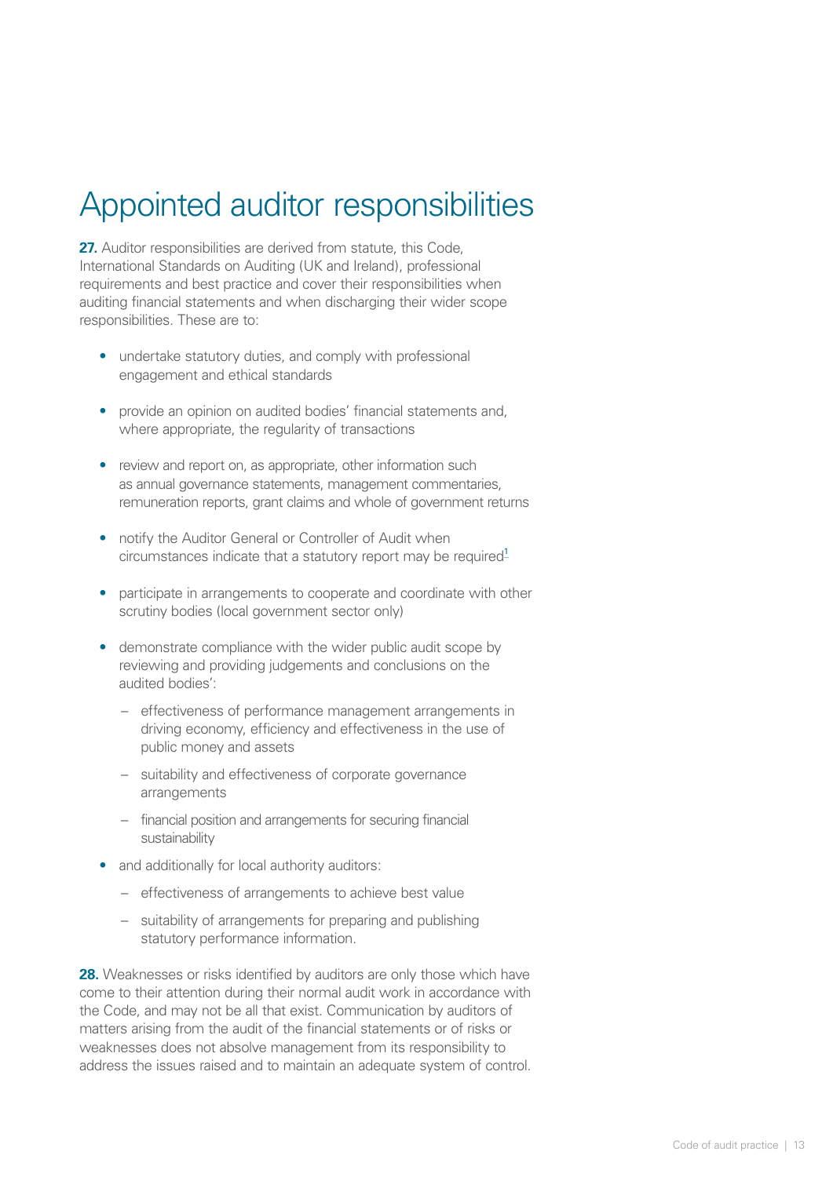# Appointed auditor responsibilities

**27.** Auditor responsibilities are derived from statute, this Code, International Standards on Auditing (UK and Ireland), professional requirements and best practice and cover their responsibilities when auditing financial statements and when discharging their wider scope responsibilities. These are to:

- undertake statutory duties, and comply with professional engagement and ethical standards
- provide an opinion on audited bodies' financial statements and, where appropriate, the regularity of transactions
- review and report on, as appropriate, other information such as annual governance statements, management commentaries, remuneration reports, grant claims and whole of government returns
- notify the Auditor General or Controller of Audit when circumstances indicate that a statutory report may be required[1]
- participate in arrangements to cooperate and coordinate with other scrutiny bodies (local government sector only)
- demonstrate compliance with the wider public audit scope by reviewing and providing judgements and conclusions on the audited bodies':
  - effectiveness of performance management arrangements in driving economy, efficiency and effectiveness in the use of public money and assets
  - suitability and effectiveness of corporate governance arrangements
  - financial position and arrangements for securing financial sustainability
- and additionally for local authority auditors:
  - effectiveness of arrangements to achieve best value
  - suitability of arrangements for preparing and publishing statutory performance information.

**28.** Weaknesses or risks identified by auditors are only those which have come to their attention during their normal audit work in accordance with the Code, and may not be all that exist. Communication by auditors of matters arising from the audit of the financial statements or of risks or weaknesses does not absolve management from its responsibility to address the issues raised and to maintain an adequate system of control.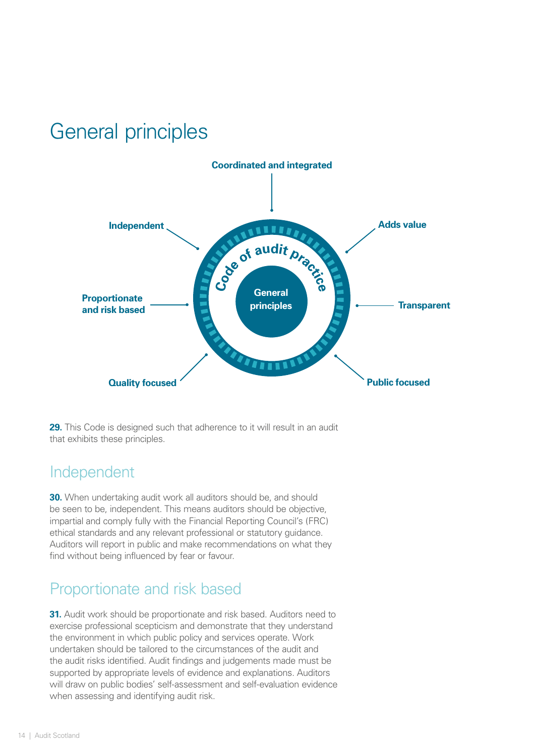# General principles

Coordinated and integrated

Independent

Adds value

Code of audit practice

General principles

Proportionate and risk based

Transparent

Quality focused

Public focused

**29.** This Code is designed such that adherence to it will result in an audit that exhibits these principles.

## Independent

**30.** When undertaking audit work all auditors should be, and should be seen to be, independent. This means auditors should be objective, impartial and comply fully with the Financial Reporting Council's (FRC) ethical standards and any relevant professional or statutory guidance. Auditors will report in public and make recommendations on what they find without being influenced by fear or favour.

## Proportionate and risk based

**31.** Audit work should be proportionate and risk based. Auditors need to exercise professional scepticism and demonstrate that they understand the environment in which public policy and services operate. Work undertaken should be tailored to the circumstances of the audit and the audit risks identified. Audit findings and judgements made must be supported by appropriate levels of evidence and explanations. Auditors will draw on public bodies' self-assessment and self-evaluation evidence when assessing and identifying audit risk.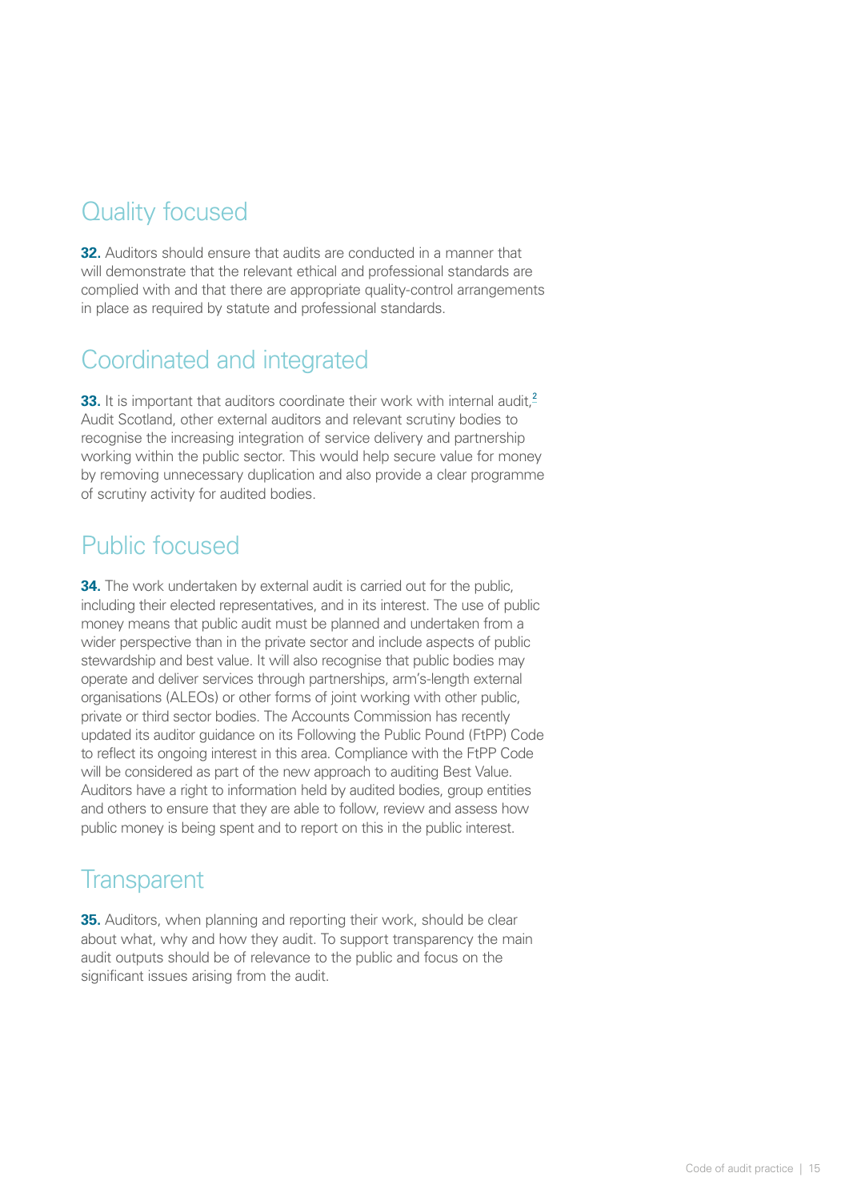## Quality focused

**32.** Auditors should ensure that audits are conducted in a manner that will demonstrate that the relevant ethical and professional standards are complied with and that there are appropriate quality-control arrangements in place as required by statute and professional standards.

## Coordinated and integrated

**33.** It is important that auditors coordinate their work with internal audit,[2] Audit Scotland, other external auditors and relevant scrutiny bodies to recognise the increasing integration of service delivery and partnership working within the public sector. This would help secure value for money by removing unnecessary duplication and also provide a clear programme of scrutiny activity for audited bodies.

## Public focused

**34.** The work undertaken by external audit is carried out for the public, including their elected representatives, and in its interest. The use of public money means that public audit must be planned and undertaken from a wider perspective than in the private sector and include aspects of public stewardship and best value. It will also recognise that public bodies may operate and deliver services through partnerships, arm's-length external organisations (ALEOs) or other forms of joint working with other public, private or third sector bodies. The Accounts Commission has recently updated its auditor guidance on its Following the Public Pound (FtPP) Code to reflect its ongoing interest in this area. Compliance with the FtPP Code will be considered as part of the new approach to auditing Best Value. Auditors have a right to information held by audited bodies, group entities and others to ensure that they are able to follow, review and assess how public money is being spent and to report on this in the public interest.

## Transparent

**35.** Auditors, when planning and reporting their work, should be clear about what, why and how they audit. To support transparency the main audit outputs should be of relevance to the public and focus on the significant issues arising from the audit.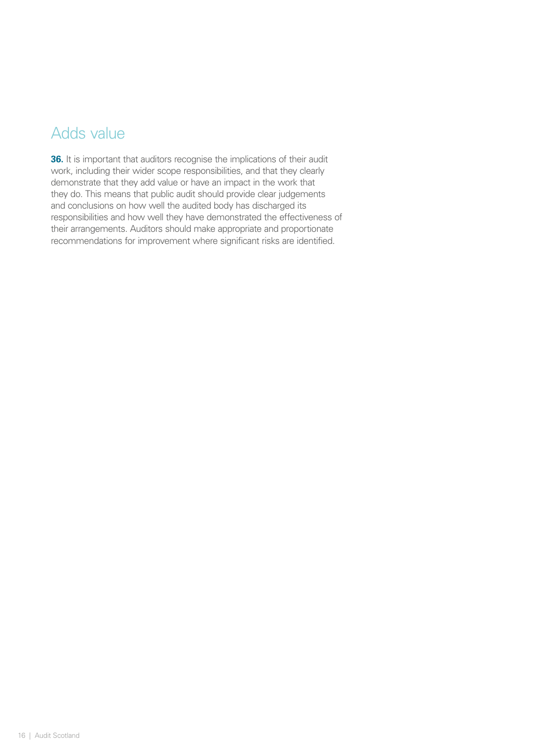## Adds value

**36.** It is important that auditors recognise the implications of their audit work, including their wider scope responsibilities, and that they clearly demonstrate that they add value or have an impact in the work that they do. This means that public audit should provide clear judgements and conclusions on how well the audited body has discharged its responsibilities and how well they have demonstrated the effectiveness of their arrangements. Auditors should make appropriate and proportionate recommendations for improvement where significant risks are identified.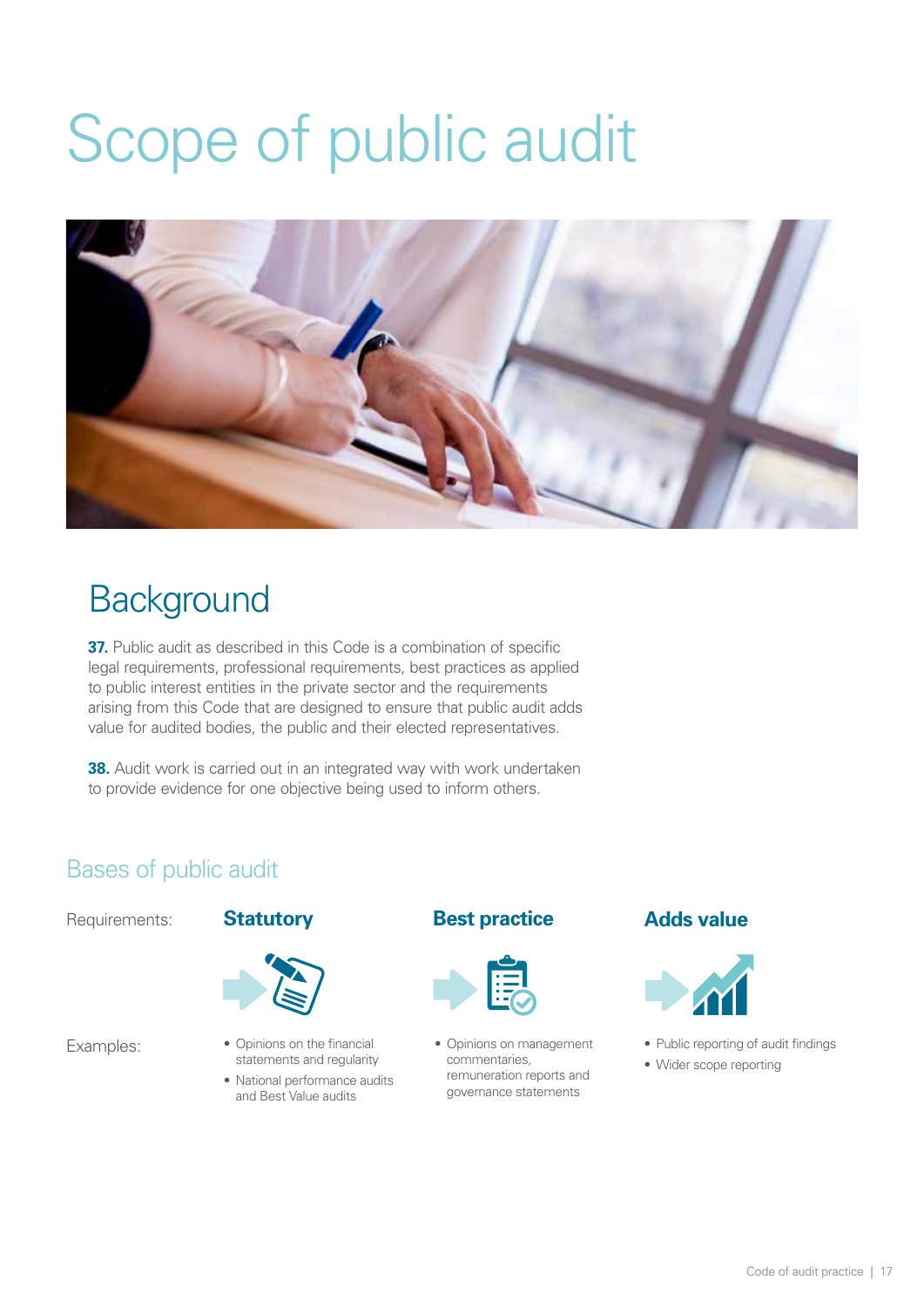# Scope of public audit

## Background

**37.** Public audit as described in this Code is a combination of specific legal requirements, professional requirements, best practices as applied to public interest entities in the private sector and the requirements arising from this Code that are designed to ensure that public audit adds value for audited bodies, the public and their elected representatives.

**38.** Audit work is carried out in an integrated way with work undertaken to provide evidence for one objective being used to inform others.

### Bases of public audit

| Requirements: | **Statutory** | **Best practice** | **Adds value** |
| --- | --- | --- | --- |
| Examples: | • Opinions on the financial statements and regularity<br>• National performance audits and Best Value audits | • Opinions on management commentaries, remuneration reports and governance statements | • Public reporting of audit findings<br>• Wider scope reporting |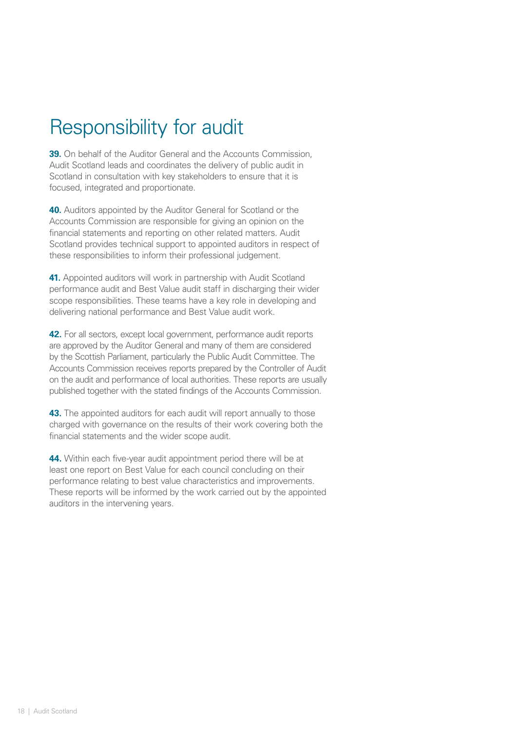# Responsibility for audit

**39.** On behalf of the Auditor General and the Accounts Commission, Audit Scotland leads and coordinates the delivery of public audit in Scotland in consultation with key stakeholders to ensure that it is focused, integrated and proportionate.

**40.** Auditors appointed by the Auditor General for Scotland or the Accounts Commission are responsible for giving an opinion on the financial statements and reporting on other related matters. Audit Scotland provides technical support to appointed auditors in respect of these responsibilities to inform their professional judgement.

**41.** Appointed auditors will work in partnership with Audit Scotland performance audit and Best Value audit staff in discharging their wider scope responsibilities. These teams have a key role in developing and delivering national performance and Best Value audit work.

**42.** For all sectors, except local government, performance audit reports are approved by the Auditor General and many of them are considered by the Scottish Parliament, particularly the Public Audit Committee. The Accounts Commission receives reports prepared by the Controller of Audit on the audit and performance of local authorities. These reports are usually published together with the stated findings of the Accounts Commission.

**43.** The appointed auditors for each audit will report annually to those charged with governance on the results of their work covering both the financial statements and the wider scope audit.

**44.** Within each five-year audit appointment period there will be at least one report on Best Value for each council concluding on their performance relating to best value characteristics and improvements. These reports will be informed by the work carried out by the appointed auditors in the intervening years.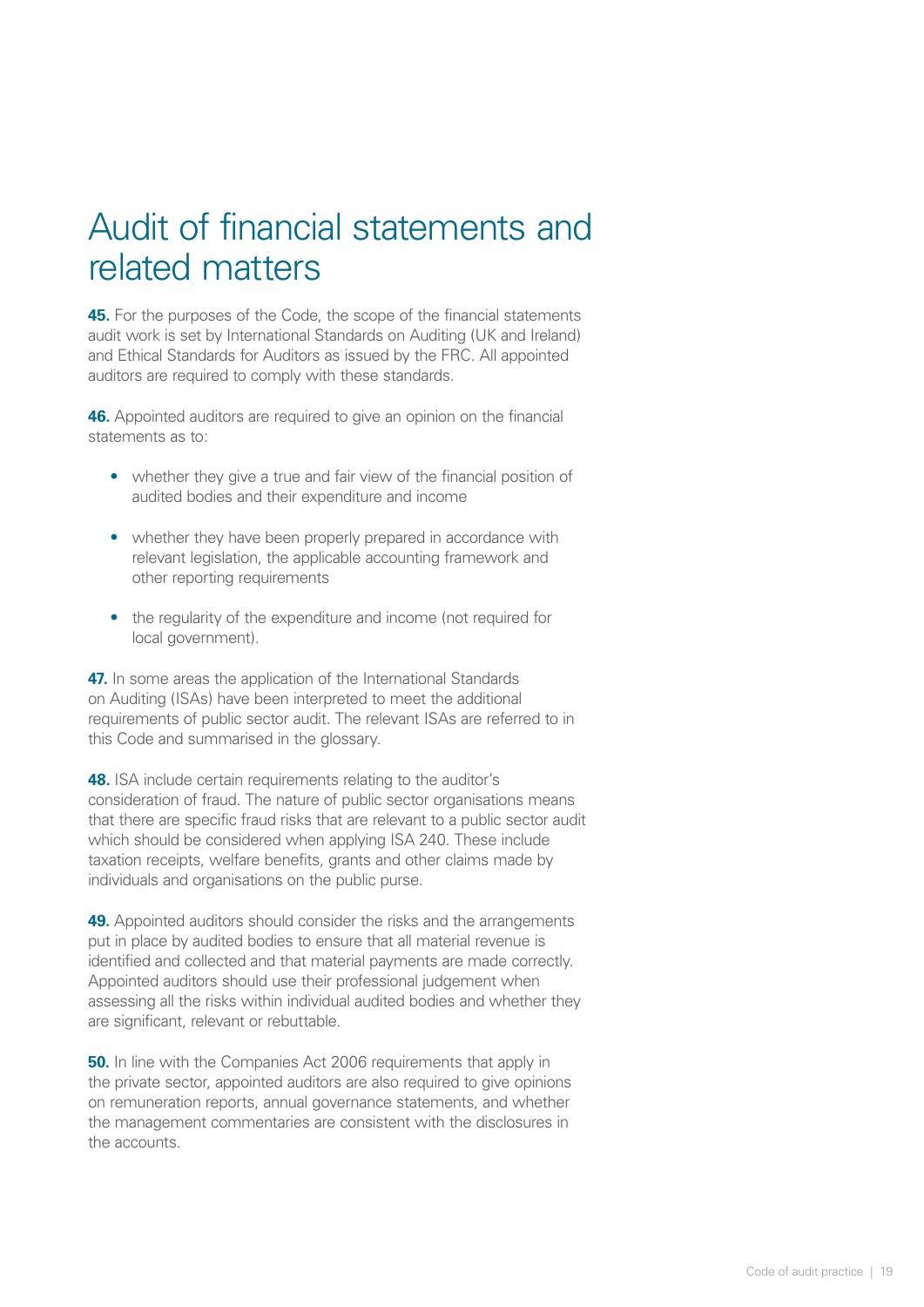# Audit of financial statements and related matters

**45.** For the purposes of the Code, the scope of the financial statements audit work is set by International Standards on Auditing (UK and Ireland) and Ethical Standards for Auditors as issued by the FRC. All appointed auditors are required to comply with these standards.

**46.** Appointed auditors are required to give an opinion on the financial statements as to:

- whether they give a true and fair view of the financial position of audited bodies and their expenditure and income
- whether they have been properly prepared in accordance with relevant legislation, the applicable accounting framework and other reporting requirements
- the regularity of the expenditure and income (not required for local government).

**47.** In some areas the application of the International Standards on Auditing (ISAs) have been interpreted to meet the additional requirements of public sector audit. The relevant ISAs are referred to in this Code and summarised in the glossary.

**48.** ISA include certain requirements relating to the auditor's consideration of fraud. The nature of public sector organisations means that there are specific fraud risks that are relevant to a public sector audit which should be considered when applying ISA 240. These include taxation receipts, welfare benefits, grants and other claims made by individuals and organisations on the public purse.

**49.** Appointed auditors should consider the risks and the arrangements put in place by audited bodies to ensure that all material revenue is identified and collected and that material payments are made correctly. Appointed auditors should use their professional judgement when assessing all the risks within individual audited bodies and whether they are significant, relevant or rebuttable.

**50.** In line with the Companies Act 2006 requirements that apply in the private sector, appointed auditors are also required to give opinions on remuneration reports, annual governance statements, and whether the management commentaries are consistent with the disclosures in the accounts.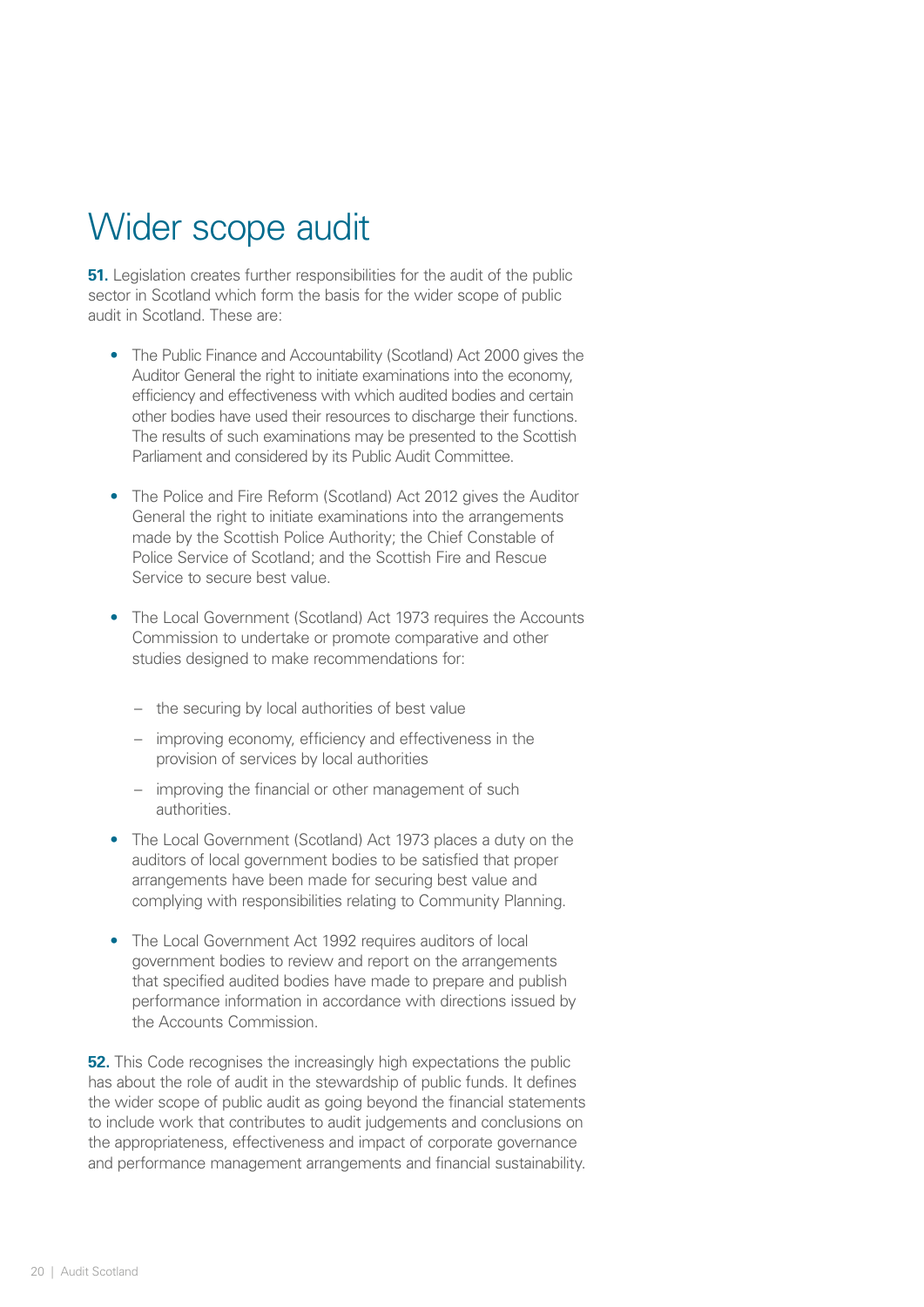# Wider scope audit

**51.** Legislation creates further responsibilities for the audit of the public sector in Scotland which form the basis for the wider scope of public audit in Scotland. These are:

- The Public Finance and Accountability (Scotland) Act 2000 gives the Auditor General the right to initiate examinations into the economy, efficiency and effectiveness with which audited bodies and certain other bodies have used their resources to discharge their functions. The results of such examinations may be presented to the Scottish Parliament and considered by its Public Audit Committee.
- The Police and Fire Reform (Scotland) Act 2012 gives the Auditor General the right to initiate examinations into the arrangements made by the Scottish Police Authority; the Chief Constable of Police Service of Scotland; and the Scottish Fire and Rescue Service to secure best value.
- The Local Government (Scotland) Act 1973 requires the Accounts Commission to undertake or promote comparative and other studies designed to make recommendations for:
  - the securing by local authorities of best value
  - improving economy, efficiency and effectiveness in the provision of services by local authorities
  - improving the financial or other management of such authorities.
- The Local Government (Scotland) Act 1973 places a duty on the auditors of local government bodies to be satisfied that proper arrangements have been made for securing best value and complying with responsibilities relating to Community Planning.
- The Local Government Act 1992 requires auditors of local government bodies to review and report on the arrangements that specified audited bodies have made to prepare and publish performance information in accordance with directions issued by the Accounts Commission.

**52.** This Code recognises the increasingly high expectations the public has about the role of audit in the stewardship of public funds. It defines the wider scope of public audit as going beyond the financial statements to include work that contributes to audit judgements and conclusions on the appropriateness, effectiveness and impact of corporate governance and performance management arrangements and financial sustainability.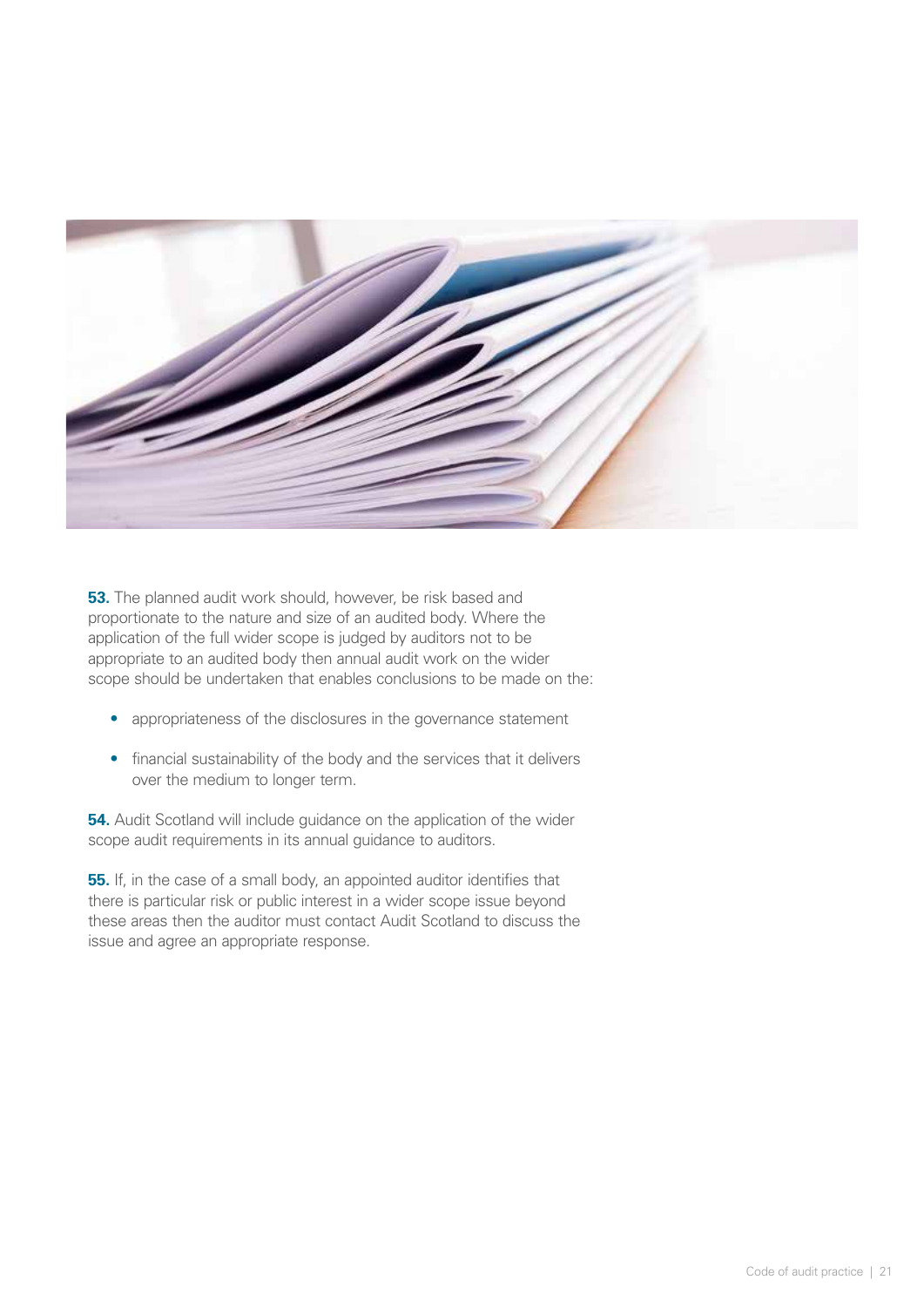**53.** The planned audit work should, however, be risk based and proportionate to the nature and size of an audited body. Where the application of the full wider scope is judged by auditors not to be appropriate to an audited body then annual audit work on the wider scope should be undertaken that enables conclusions to be made on the:

- appropriateness of the disclosures in the governance statement
- financial sustainability of the body and the services that it delivers over the medium to longer term.

**54.** Audit Scotland will include guidance on the application of the wider scope audit requirements in its annual guidance to auditors.

**55.** If, in the case of a small body, an appointed auditor identifies that there is particular risk or public interest in a wider scope issue beyond these areas then the auditor must contact Audit Scotland to discuss the issue and agree an appropriate response.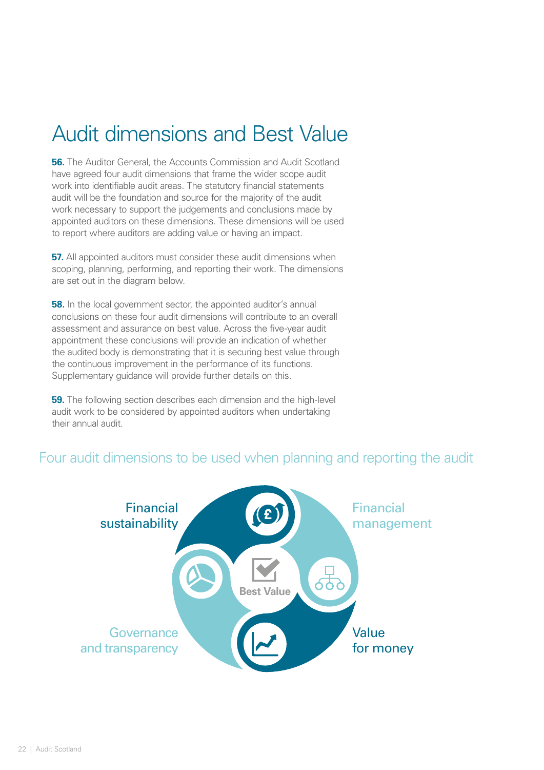# Audit dimensions and Best Value

**56.** The Auditor General, the Accounts Commission and Audit Scotland have agreed four audit dimensions that frame the wider scope audit work into identifiable audit areas. The statutory financial statements audit will be the foundation and source for the majority of the audit work necessary to support the judgements and conclusions made by appointed auditors on these dimensions. These dimensions will be used to report where auditors are adding value or having an impact.

**57.** All appointed auditors must consider these audit dimensions when scoping, planning, performing, and reporting their work. The dimensions are set out in the diagram below.

**58.** In the local government sector, the appointed auditor's annual conclusions on these four audit dimensions will contribute to an overall assessment and assurance on best value. Across the five-year audit appointment these conclusions will provide an indication of whether the audited body is demonstrating that it is securing best value through the continuous improvement in the performance of its functions. Supplementary guidance will provide further details on this.

**59.** The following section describes each dimension and the high-level audit work to be considered by appointed auditors when undertaking their annual audit.

## Four audit dimensions to be used when planning and reporting the audit

Financial sustainability

Financial management

Best Value

Governance and transparency

Value for money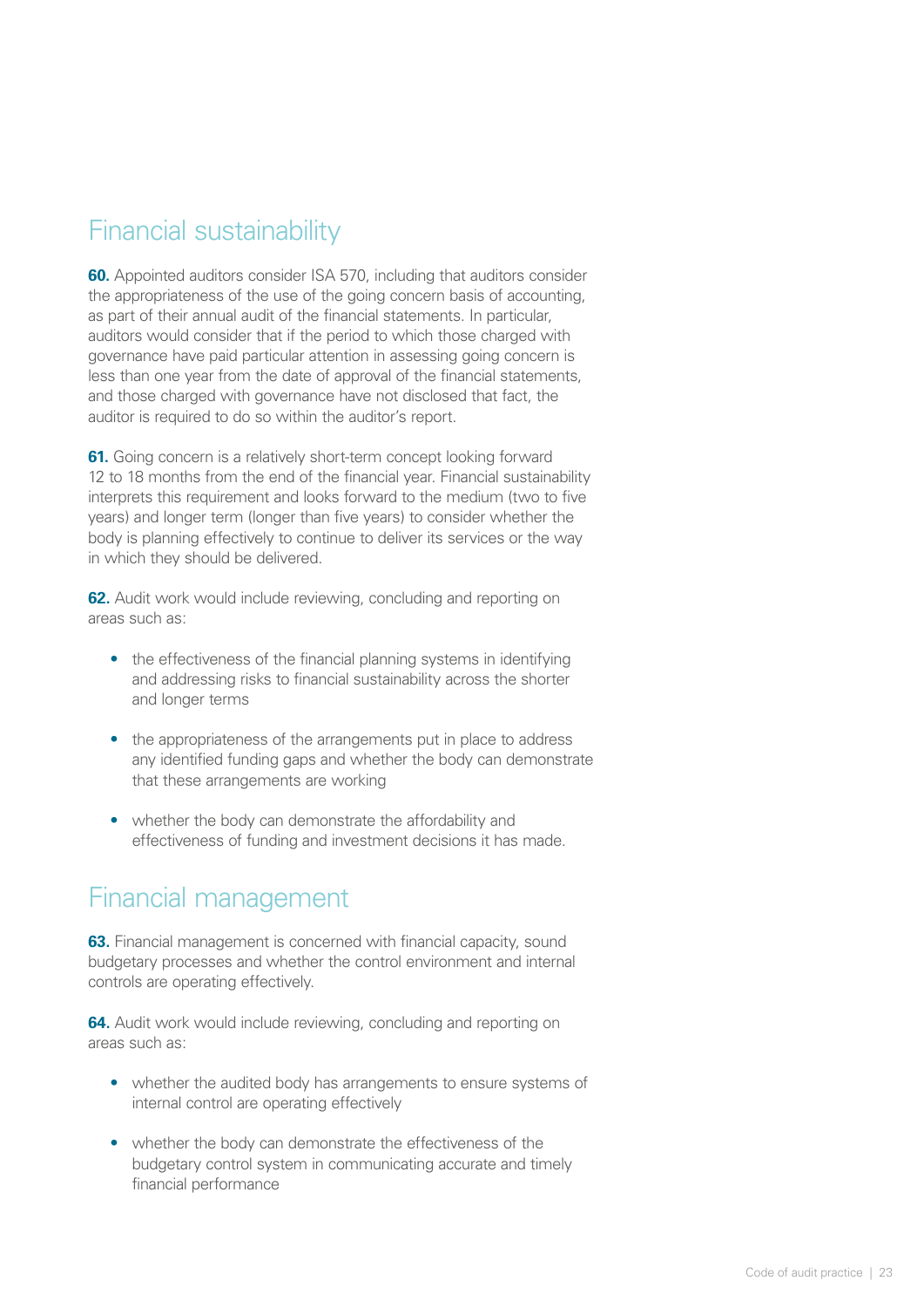## Financial sustainability

**60.** Appointed auditors consider ISA 570, including that auditors consider the appropriateness of the use of the going concern basis of accounting, as part of their annual audit of the financial statements. In particular, auditors would consider that if the period to which those charged with governance have paid particular attention in assessing going concern is less than one year from the date of approval of the financial statements, and those charged with governance have not disclosed that fact, the auditor is required to do so within the auditor's report.

**61.** Going concern is a relatively short-term concept looking forward 12 to 18 months from the end of the financial year. Financial sustainability interprets this requirement and looks forward to the medium (two to five years) and longer term (longer than five years) to consider whether the body is planning effectively to continue to deliver its services or the way in which they should be delivered.

**62.** Audit work would include reviewing, concluding and reporting on areas such as:

- the effectiveness of the financial planning systems in identifying and addressing risks to financial sustainability across the shorter and longer terms
- the appropriateness of the arrangements put in place to address any identified funding gaps and whether the body can demonstrate that these arrangements are working
- whether the body can demonstrate the affordability and effectiveness of funding and investment decisions it has made.

## Financial management

**63.** Financial management is concerned with financial capacity, sound budgetary processes and whether the control environment and internal controls are operating effectively.

**64.** Audit work would include reviewing, concluding and reporting on areas such as:

- whether the audited body has arrangements to ensure systems of internal control are operating effectively
- whether the body can demonstrate the effectiveness of the budgetary control system in communicating accurate and timely financial performance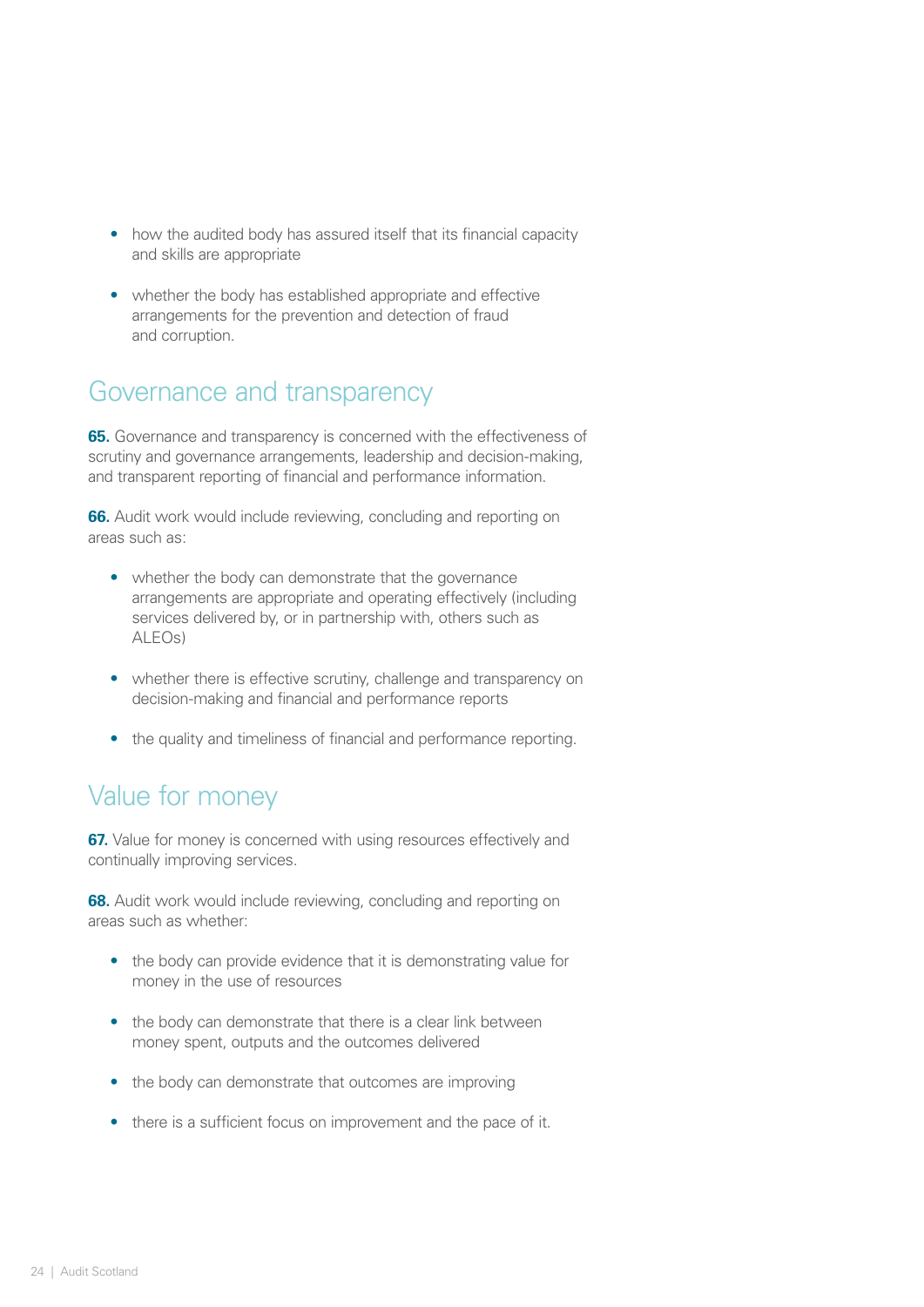- how the audited body has assured itself that its financial capacity and skills are appropriate
- whether the body has established appropriate and effective arrangements for the prevention and detection of fraud and corruption.

## Governance and transparency

**65.** Governance and transparency is concerned with the effectiveness of scrutiny and governance arrangements, leadership and decision-making, and transparent reporting of financial and performance information.

**66.** Audit work would include reviewing, concluding and reporting on areas such as:

- whether the body can demonstrate that the governance arrangements are appropriate and operating effectively (including services delivered by, or in partnership with, others such as ALEOs)
- whether there is effective scrutiny, challenge and transparency on decision-making and financial and performance reports
- the quality and timeliness of financial and performance reporting.

## Value for money

**67.** Value for money is concerned with using resources effectively and continually improving services.

**68.** Audit work would include reviewing, concluding and reporting on areas such as whether:

- the body can provide evidence that it is demonstrating value for money in the use of resources
- the body can demonstrate that there is a clear link between money spent, outputs and the outcomes delivered
- the body can demonstrate that outcomes are improving
- there is a sufficient focus on improvement and the pace of it.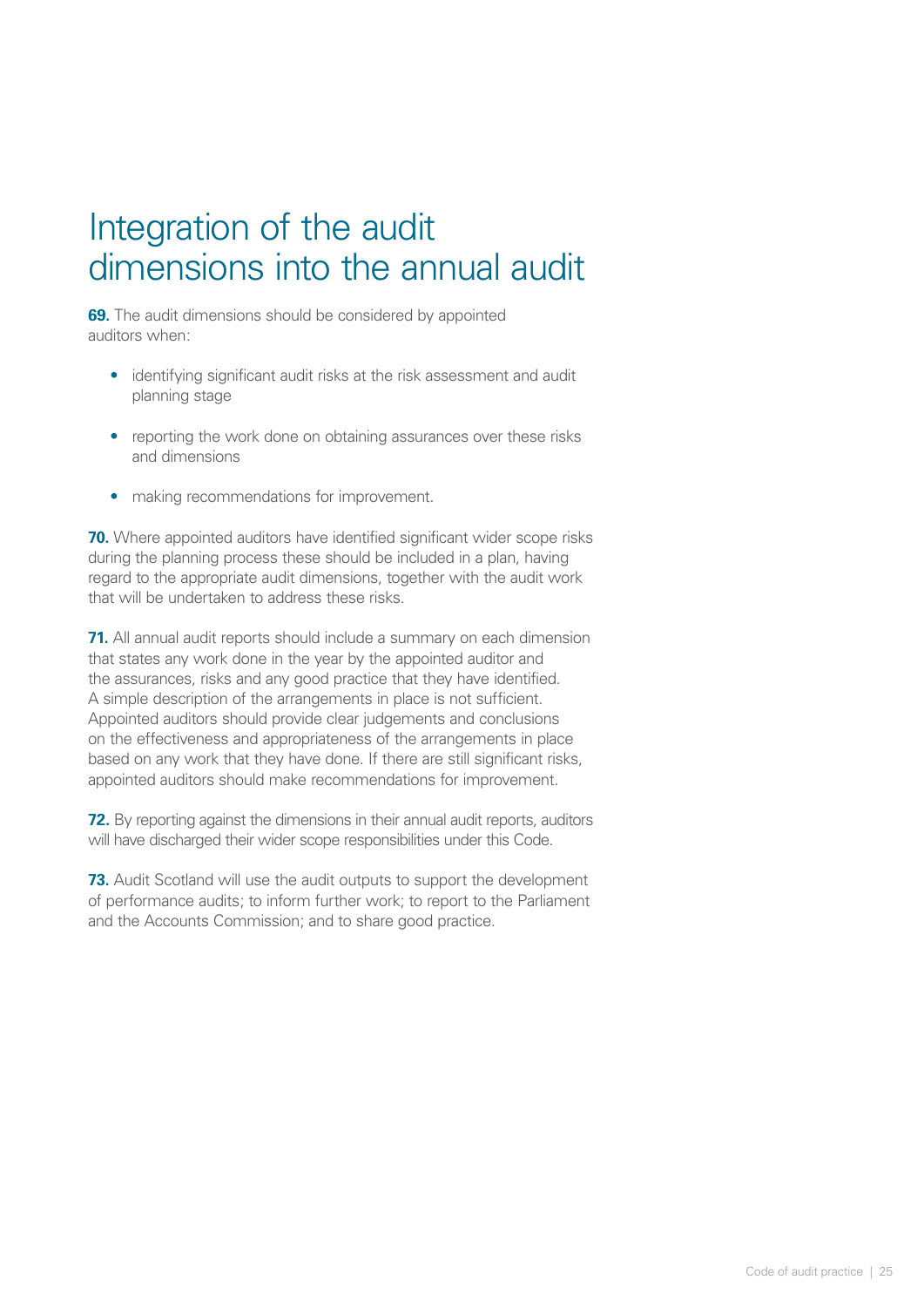# Integration of the audit dimensions into the annual audit

**69.** The audit dimensions should be considered by appointed auditors when:

- identifying significant audit risks at the risk assessment and audit planning stage
- reporting the work done on obtaining assurances over these risks and dimensions
- making recommendations for improvement.

**70.** Where appointed auditors have identified significant wider scope risks during the planning process these should be included in a plan, having regard to the appropriate audit dimensions, together with the audit work that will be undertaken to address these risks.

**71.** All annual audit reports should include a summary on each dimension that states any work done in the year by the appointed auditor and the assurances, risks and any good practice that they have identified. A simple description of the arrangements in place is not sufficient. Appointed auditors should provide clear judgements and conclusions on the effectiveness and appropriateness of the arrangements in place based on any work that they have done. If there are still significant risks, appointed auditors should make recommendations for improvement.

**72.** By reporting against the dimensions in their annual audit reports, auditors will have discharged their wider scope responsibilities under this Code.

**73.** Audit Scotland will use the audit outputs to support the development of performance audits; to inform further work; to report to the Parliament and the Accounts Commission; and to share good practice.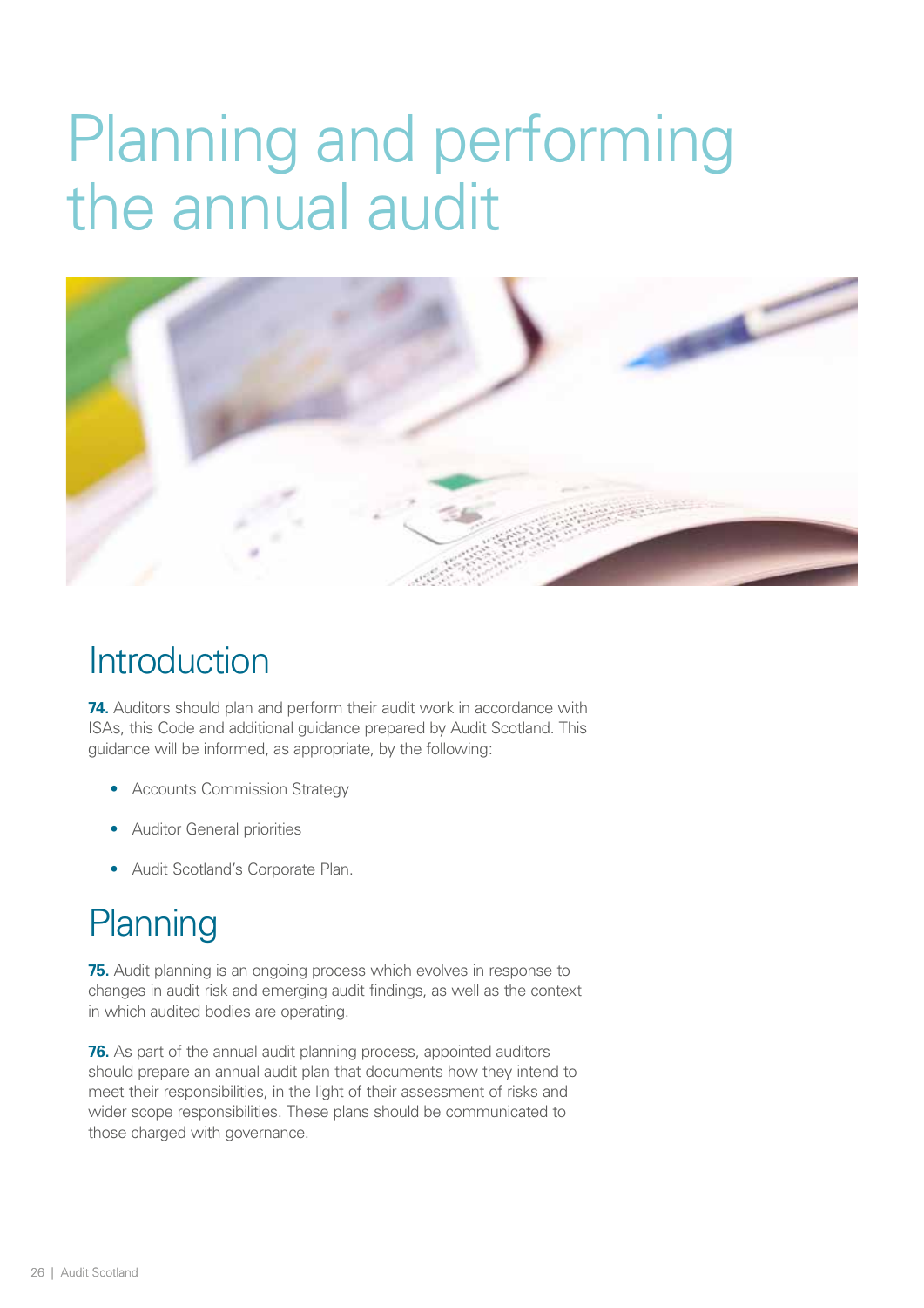# Planning and performing the annual audit

## Introduction

**74.** Auditors should plan and perform their audit work in accordance with ISAs, this Code and additional guidance prepared by Audit Scotland. This guidance will be informed, as appropriate, by the following:

- Accounts Commission Strategy
- Auditor General priorities
- Audit Scotland's Corporate Plan.

## Planning

**75.** Audit planning is an ongoing process which evolves in response to changes in audit risk and emerging audit findings, as well as the context in which audited bodies are operating.

**76.** As part of the annual audit planning process, appointed auditors should prepare an annual audit plan that documents how they intend to meet their responsibilities, in the light of their assessment of risks and wider scope responsibilities. These plans should be communicated to those charged with governance.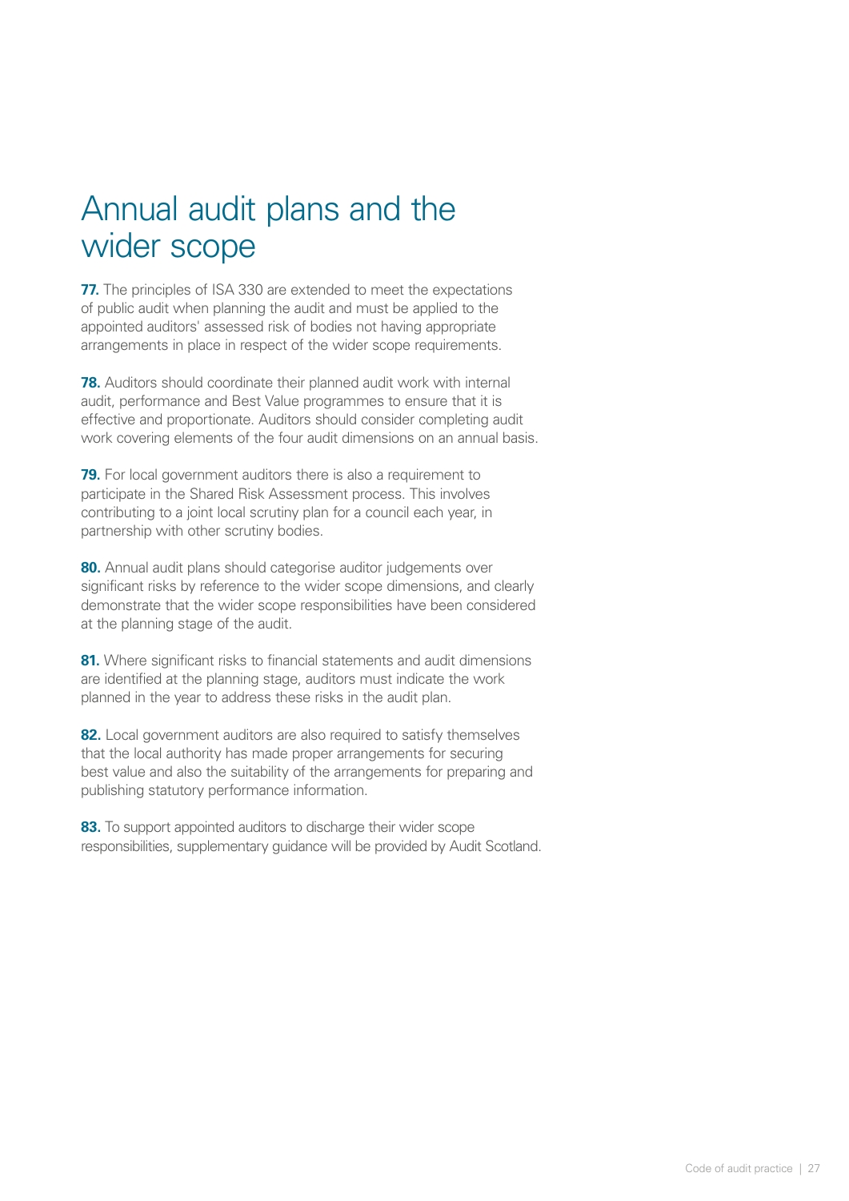# Annual audit plans and the wider scope

**77.** The principles of ISA 330 are extended to meet the expectations of public audit when planning the audit and must be applied to the appointed auditors' assessed risk of bodies not having appropriate arrangements in place in respect of the wider scope requirements.

**78.** Auditors should coordinate their planned audit work with internal audit, performance and Best Value programmes to ensure that it is effective and proportionate. Auditors should consider completing audit work covering elements of the four audit dimensions on an annual basis.

**79.** For local government auditors there is also a requirement to participate in the Shared Risk Assessment process. This involves contributing to a joint local scrutiny plan for a council each year, in partnership with other scrutiny bodies.

**80.** Annual audit plans should categorise auditor judgements over significant risks by reference to the wider scope dimensions, and clearly demonstrate that the wider scope responsibilities have been considered at the planning stage of the audit.

**81.** Where significant risks to financial statements and audit dimensions are identified at the planning stage, auditors must indicate the work planned in the year to address these risks in the audit plan.

**82.** Local government auditors are also required to satisfy themselves that the local authority has made proper arrangements for securing best value and also the suitability of the arrangements for preparing and publishing statutory performance information.

**83.** To support appointed auditors to discharge their wider scope responsibilities, supplementary guidance will be provided by Audit Scotland.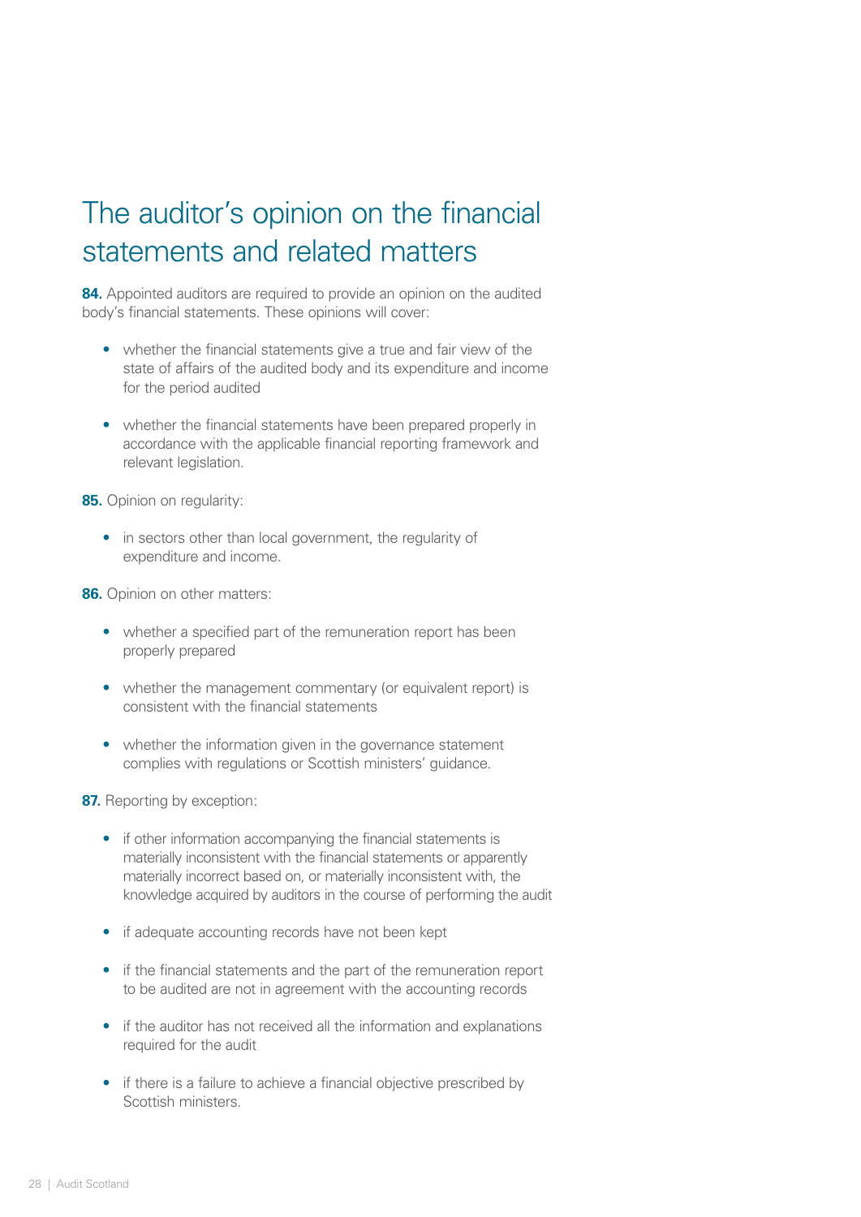# The auditor's opinion on the financial statements and related matters

**84.** Appointed auditors are required to provide an opinion on the audited body's financial statements. These opinions will cover:

- whether the financial statements give a true and fair view of the state of affairs of the audited body and its expenditure and income for the period audited
- whether the financial statements have been prepared properly in accordance with the applicable financial reporting framework and relevant legislation.

**85.** Opinion on regularity:

- in sectors other than local government, the regularity of expenditure and income.

**86.** Opinion on other matters:

- whether a specified part of the remuneration report has been properly prepared
- whether the management commentary (or equivalent report) is consistent with the financial statements
- whether the information given in the governance statement complies with regulations or Scottish ministers' guidance.

**87.** Reporting by exception:

- if other information accompanying the financial statements is materially inconsistent with the financial statements or apparently materially incorrect based on, or materially inconsistent with, the knowledge acquired by auditors in the course of performing the audit
- if adequate accounting records have not been kept
- if the financial statements and the part of the remuneration report to be audited are not in agreement with the accounting records
- if the auditor has not received all the information and explanations required for the audit
- if there is a failure to achieve a financial objective prescribed by Scottish ministers.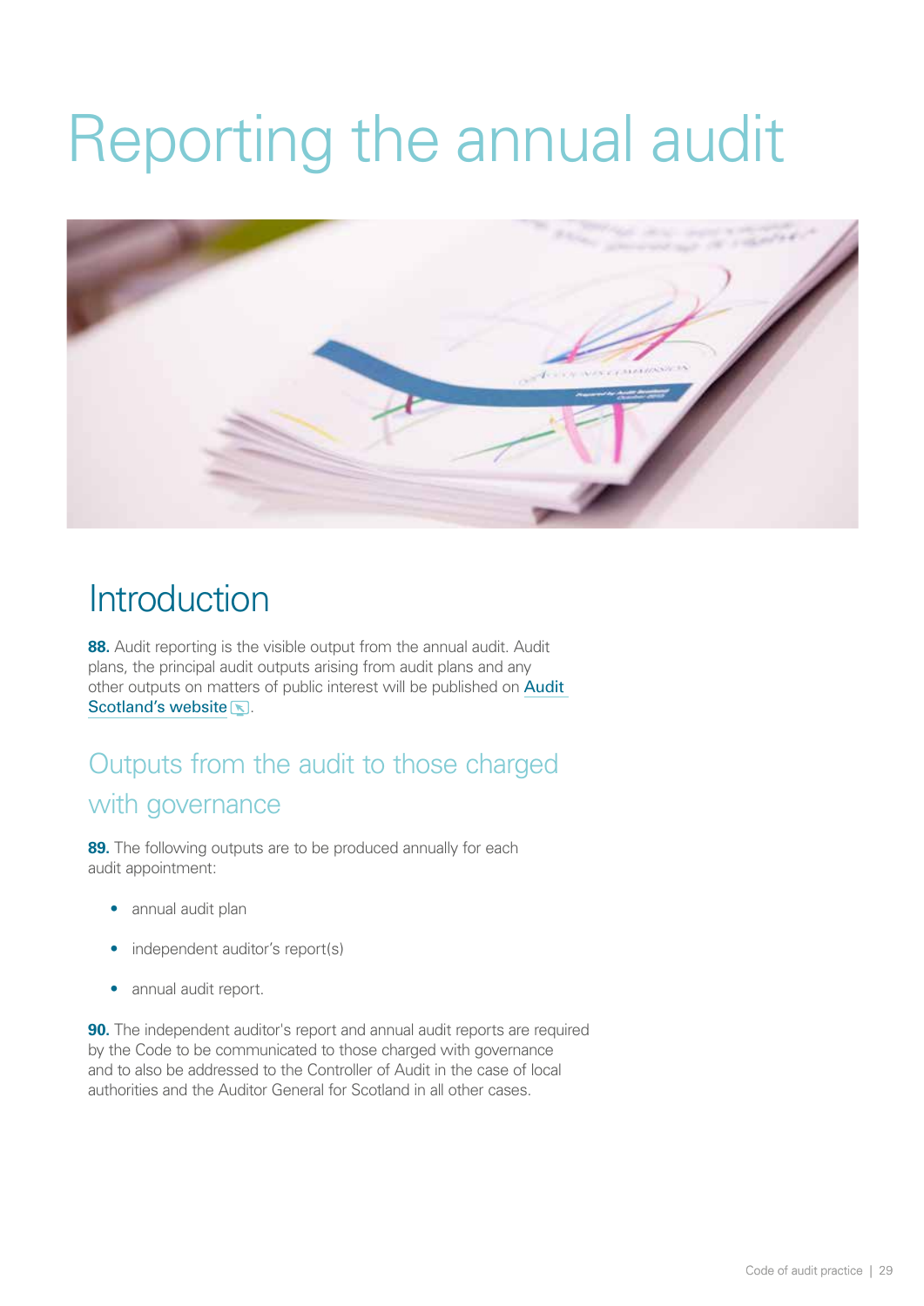# Reporting the annual audit

## Introduction

**88.** Audit reporting is the visible output from the annual audit. Audit plans, the principal audit outputs arising from audit plans and any other outputs on matters of public interest will be published on Audit Scotland's website.

### Outputs from the audit to those charged with governance

**89.** The following outputs are to be produced annually for each audit appointment:

- annual audit plan
- independent auditor's report(s)
- annual audit report.

**90.** The independent auditor's report and annual audit reports are required by the Code to be communicated to those charged with governance and to also be addressed to the Controller of Audit in the case of local authorities and the Auditor General for Scotland in all other cases.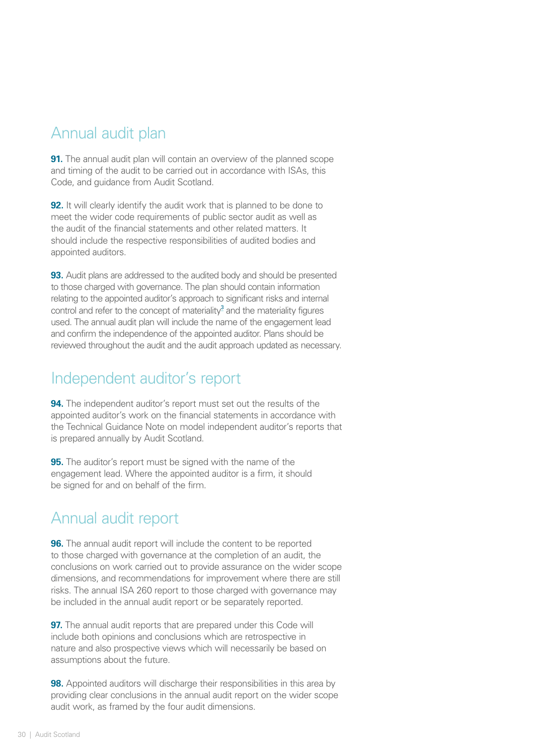## Annual audit plan

**91.** The annual audit plan will contain an overview of the planned scope and timing of the audit to be carried out in accordance with ISAs, this Code, and guidance from Audit Scotland.

**92.** It will clearly identify the audit work that is planned to be done to meet the wider code requirements of public sector audit as well as the audit of the financial statements and other related matters. It should include the respective responsibilities of audited bodies and appointed auditors.

**93.** Audit plans are addressed to the audited body and should be presented to those charged with governance. The plan should contain information relating to the appointed auditor's approach to significant risks and internal control and refer to the concept of materiality[3] and the materiality figures used. The annual audit plan will include the name of the engagement lead and confirm the independence of the appointed auditor. Plans should be reviewed throughout the audit and the audit approach updated as necessary.

## Independent auditor's report

**94.** The independent auditor's report must set out the results of the appointed auditor's work on the financial statements in accordance with the Technical Guidance Note on model independent auditor's reports that is prepared annually by Audit Scotland.

**95.** The auditor's report must be signed with the name of the engagement lead. Where the appointed auditor is a firm, it should be signed for and on behalf of the firm.

## Annual audit report

**96.** The annual audit report will include the content to be reported to those charged with governance at the completion of an audit, the conclusions on work carried out to provide assurance on the wider scope dimensions, and recommendations for improvement where there are still risks. The annual ISA 260 report to those charged with governance may be included in the annual audit report or be separately reported.

**97.** The annual audit reports that are prepared under this Code will include both opinions and conclusions which are retrospective in nature and also prospective views which will necessarily be based on assumptions about the future.

**98.** Appointed auditors will discharge their responsibilities in this area by providing clear conclusions in the annual audit report on the wider scope audit work, as framed by the four audit dimensions.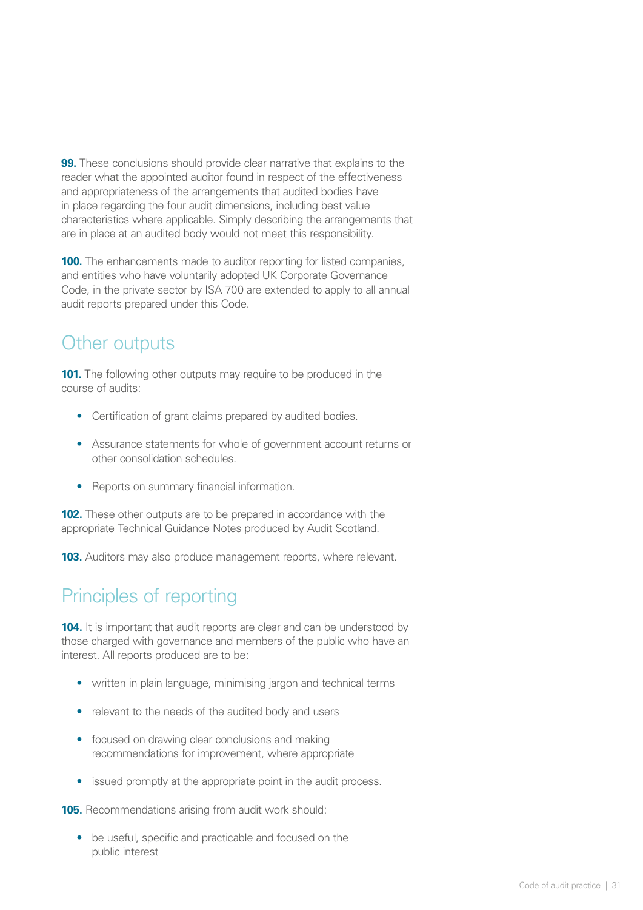**99.** These conclusions should provide clear narrative that explains to the reader what the appointed auditor found in respect of the effectiveness and appropriateness of the arrangements that audited bodies have in place regarding the four audit dimensions, including best value characteristics where applicable. Simply describing the arrangements that are in place at an audited body would not meet this responsibility.

**100.** The enhancements made to auditor reporting for listed companies, and entities who have voluntarily adopted UK Corporate Governance Code, in the private sector by ISA 700 are extended to apply to all annual audit reports prepared under this Code.

## Other outputs

**101.** The following other outputs may require to be produced in the course of audits:

- Certification of grant claims prepared by audited bodies.
- Assurance statements for whole of government account returns or other consolidation schedules.
- Reports on summary financial information.

**102.** These other outputs are to be prepared in accordance with the appropriate Technical Guidance Notes produced by Audit Scotland.

**103.** Auditors may also produce management reports, where relevant.

## Principles of reporting

**104.** It is important that audit reports are clear and can be understood by those charged with governance and members of the public who have an interest. All reports produced are to be:

- written in plain language, minimising jargon and technical terms
- relevant to the needs of the audited body and users
- focused on drawing clear conclusions and making recommendations for improvement, where appropriate
- issued promptly at the appropriate point in the audit process.

**105.** Recommendations arising from audit work should:

- be useful, specific and practicable and focused on the public interest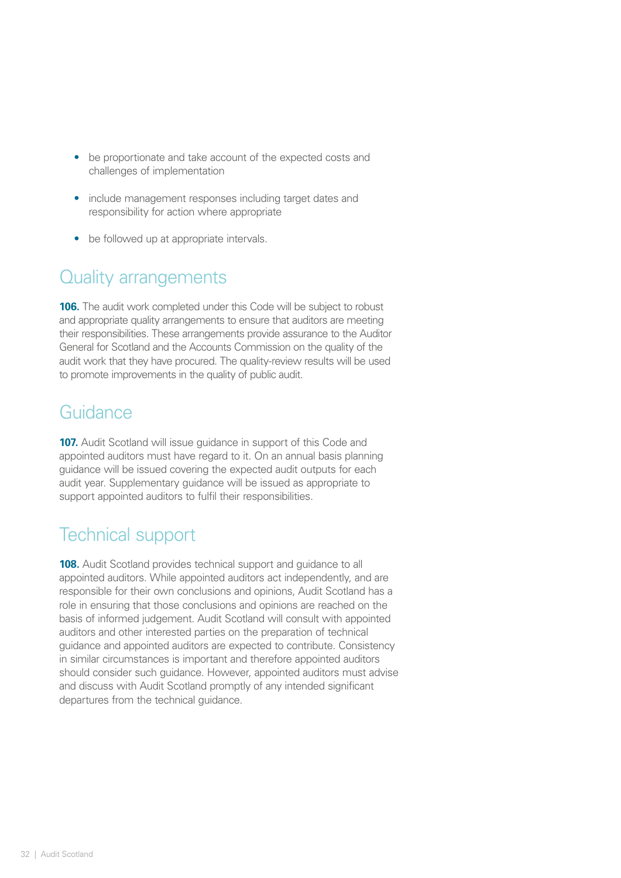- be proportionate and take account of the expected costs and challenges of implementation
- include management responses including target dates and responsibility for action where appropriate
- be followed up at appropriate intervals.

## Quality arrangements

**106.** The audit work completed under this Code will be subject to robust and appropriate quality arrangements to ensure that auditors are meeting their responsibilities. These arrangements provide assurance to the Auditor General for Scotland and the Accounts Commission on the quality of the audit work that they have procured. The quality-review results will be used to promote improvements in the quality of public audit.

## Guidance

**107.** Audit Scotland will issue guidance in support of this Code and appointed auditors must have regard to it. On an annual basis planning guidance will be issued covering the expected audit outputs for each audit year. Supplementary guidance will be issued as appropriate to support appointed auditors to fulfil their responsibilities.

## Technical support

**108.** Audit Scotland provides technical support and guidance to all appointed auditors. While appointed auditors act independently, and are responsible for their own conclusions and opinions, Audit Scotland has a role in ensuring that those conclusions and opinions are reached on the basis of informed judgement. Audit Scotland will consult with appointed auditors and other interested parties on the preparation of technical guidance and appointed auditors are expected to contribute. Consistency in similar circumstances is important and therefore appointed auditors should consider such guidance. However, appointed auditors must advise and discuss with Audit Scotland promptly of any intended significant departures from the technical guidance.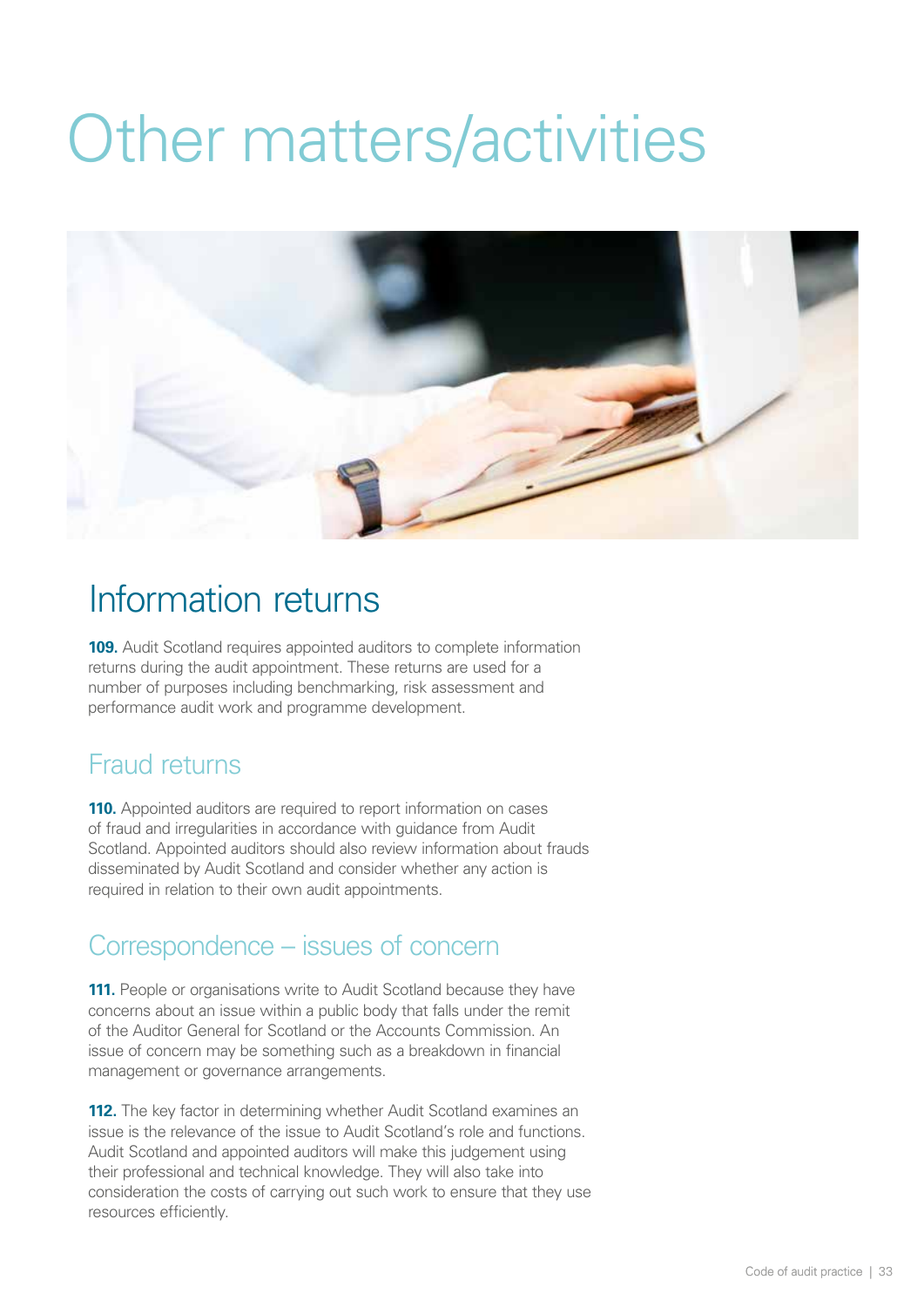# Other matters/activities

## Information returns

**109.** Audit Scotland requires appointed auditors to complete information returns during the audit appointment. These returns are used for a number of purposes including benchmarking, risk assessment and performance audit work and programme development.

### Fraud returns

**110.** Appointed auditors are required to report information on cases of fraud and irregularities in accordance with guidance from Audit Scotland. Appointed auditors should also review information about frauds disseminated by Audit Scotland and consider whether any action is required in relation to their own audit appointments.

### Correspondence – issues of concern

**111.** People or organisations write to Audit Scotland because they have concerns about an issue within a public body that falls under the remit of the Auditor General for Scotland or the Accounts Commission. An issue of concern may be something such as a breakdown in financial management or governance arrangements.

**112.** The key factor in determining whether Audit Scotland examines an issue is the relevance of the issue to Audit Scotland's role and functions. Audit Scotland and appointed auditors will make this judgement using their professional and technical knowledge. They will also take into consideration the costs of carrying out such work to ensure that they use resources efficiently.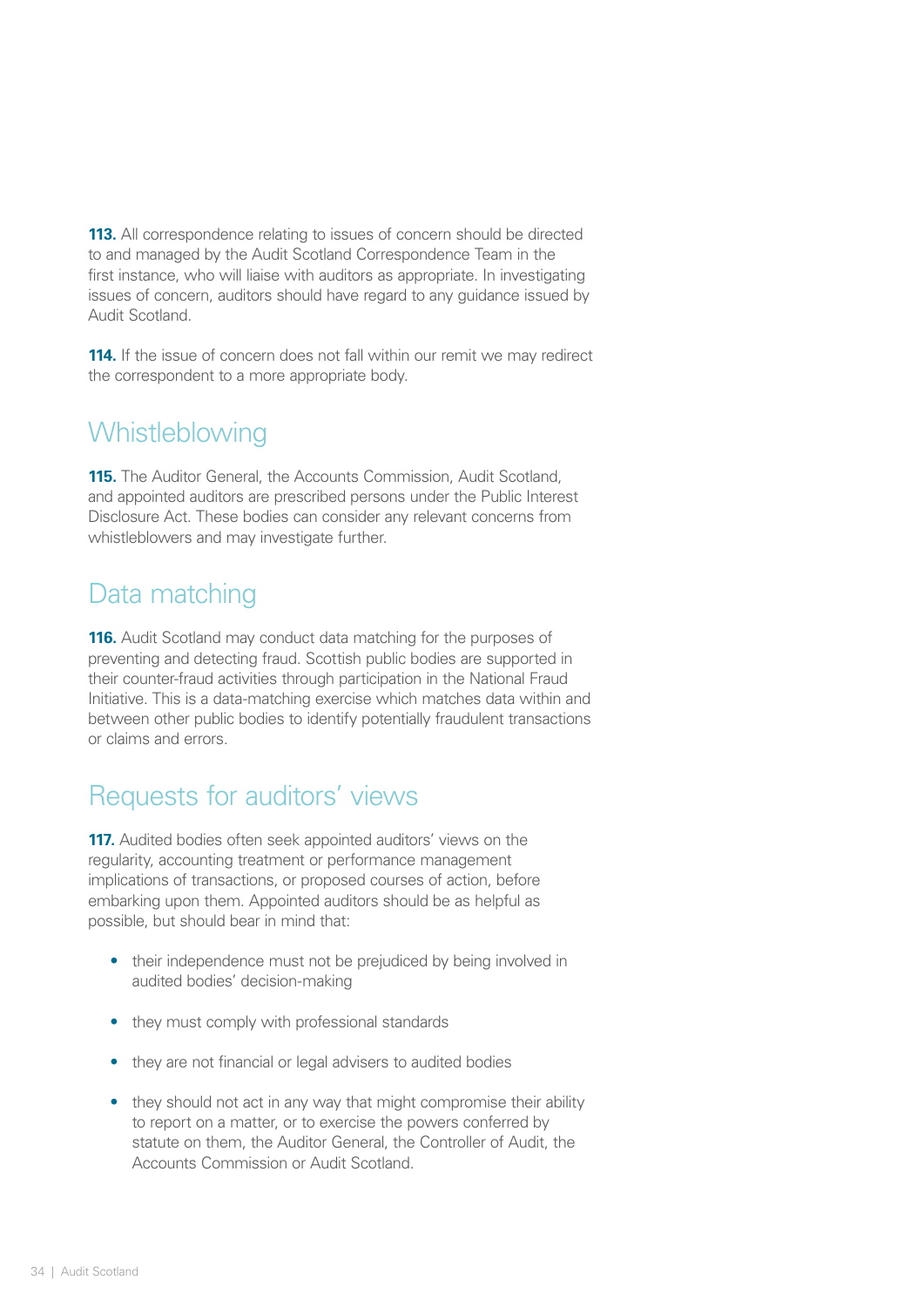**113.** All correspondence relating to issues of concern should be directed to and managed by the Audit Scotland Correspondence Team in the first instance, who will liaise with auditors as appropriate. In investigating issues of concern, auditors should have regard to any guidance issued by Audit Scotland.

**114.** If the issue of concern does not fall within our remit we may redirect the correspondent to a more appropriate body.

## Whistleblowing

**115.** The Auditor General, the Accounts Commission, Audit Scotland, and appointed auditors are prescribed persons under the Public Interest Disclosure Act. These bodies can consider any relevant concerns from whistleblowers and may investigate further.

## Data matching

**116.** Audit Scotland may conduct data matching for the purposes of preventing and detecting fraud. Scottish public bodies are supported in their counter-fraud activities through participation in the National Fraud Initiative. This is a data-matching exercise which matches data within and between other public bodies to identify potentially fraudulent transactions or claims and errors.

## Requests for auditors' views

**117.** Audited bodies often seek appointed auditors' views on the regularity, accounting treatment or performance management implications of transactions, or proposed courses of action, before embarking upon them. Appointed auditors should be as helpful as possible, but should bear in mind that:

- their independence must not be prejudiced by being involved in audited bodies' decision-making
- they must comply with professional standards
- they are not financial or legal advisers to audited bodies
- they should not act in any way that might compromise their ability to report on a matter, or to exercise the powers conferred by statute on them, the Auditor General, the Controller of Audit, the Accounts Commission or Audit Scotland.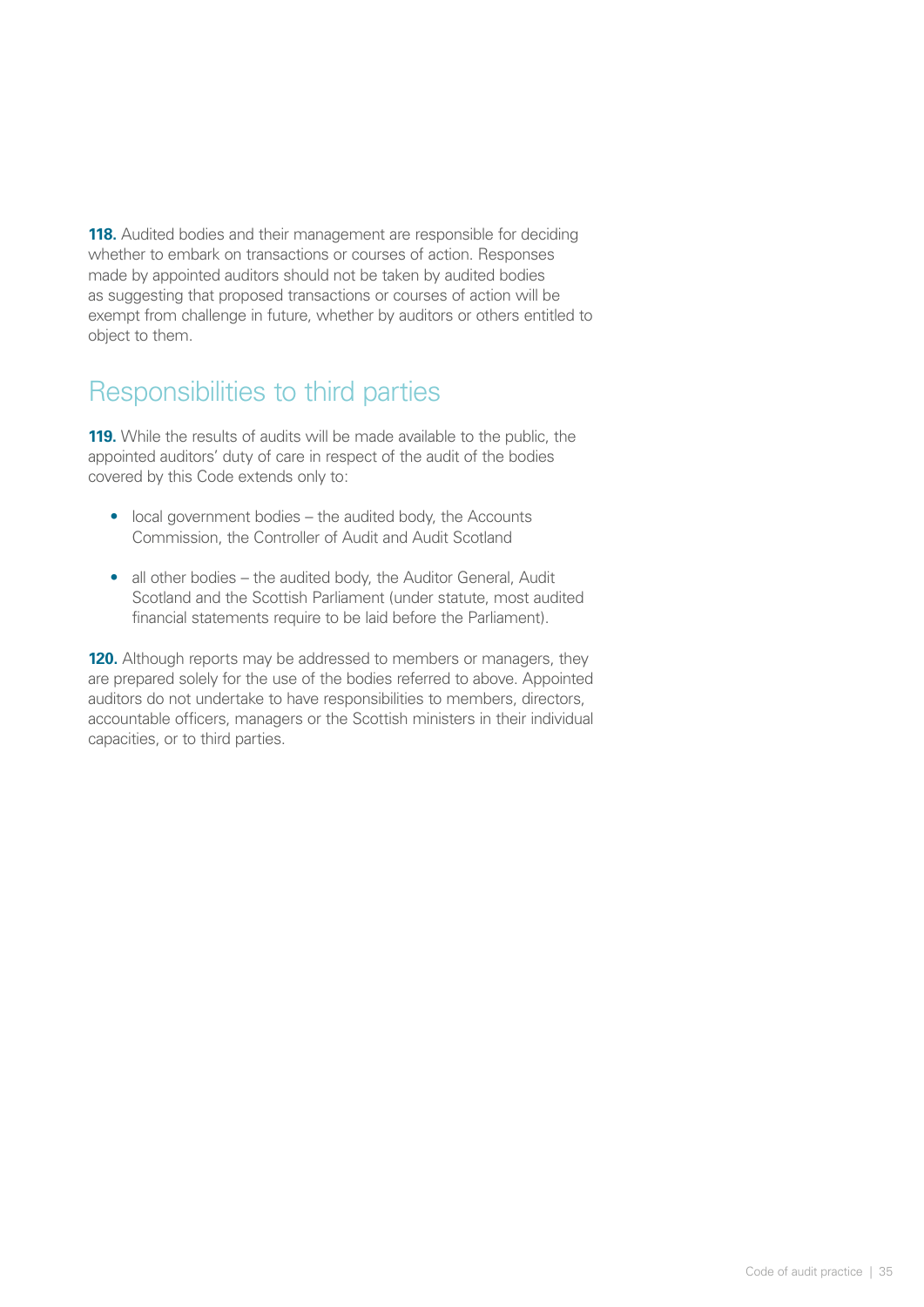**118.** Audited bodies and their management are responsible for deciding whether to embark on transactions or courses of action. Responses made by appointed auditors should not be taken by audited bodies as suggesting that proposed transactions or courses of action will be exempt from challenge in future, whether by auditors or others entitled to object to them.

## Responsibilities to third parties

**119.** While the results of audits will be made available to the public, the appointed auditors' duty of care in respect of the audit of the bodies covered by this Code extends only to:

- local government bodies – the audited body, the Accounts Commission, the Controller of Audit and Audit Scotland
- all other bodies – the audited body, the Auditor General, Audit Scotland and the Scottish Parliament (under statute, most audited financial statements require to be laid before the Parliament).

**120.** Although reports may be addressed to members or managers, they are prepared solely for the use of the bodies referred to above. Appointed auditors do not undertake to have responsibilities to members, directors, accountable officers, managers or the Scottish ministers in their individual capacities, or to third parties.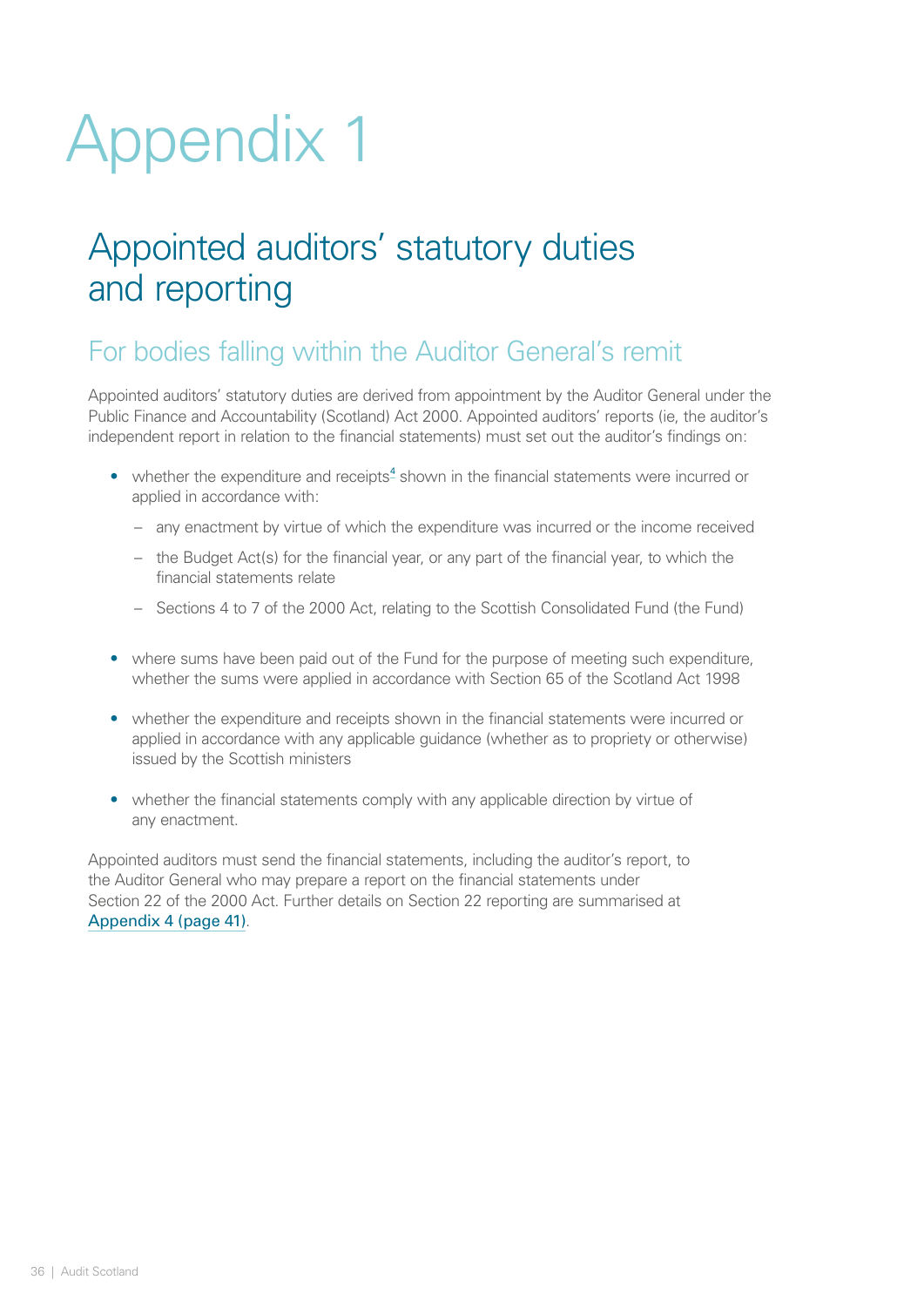# Appendix 1

## Appointed auditors' statutory duties and reporting

### For bodies falling within the Auditor General's remit

Appointed auditors' statutory duties are derived from appointment by the Auditor General under the Public Finance and Accountability (Scotland) Act 2000. Appointed auditors' reports (ie, the auditor's independent report in relation to the financial statements) must set out the auditor's findings on:

- whether the expenditure and receipts[4] shown in the financial statements were incurred or applied in accordance with:
  - any enactment by virtue of which the expenditure was incurred or the income received
  - the Budget Act(s) for the financial year, or any part of the financial year, to which the financial statements relate
  - Sections 4 to 7 of the 2000 Act, relating to the Scottish Consolidated Fund (the Fund)
- where sums have been paid out of the Fund for the purpose of meeting such expenditure, whether the sums were applied in accordance with Section 65 of the Scotland Act 1998
- whether the expenditure and receipts shown in the financial statements were incurred or applied in accordance with any applicable guidance (whether as to propriety or otherwise) issued by the Scottish ministers
- whether the financial statements comply with any applicable direction by virtue of any enactment.

Appointed auditors must send the financial statements, including the auditor's report, to the Auditor General who may prepare a report on the financial statements under Section 22 of the 2000 Act. Further details on Section 22 reporting are summarised at Appendix 4 (page 41).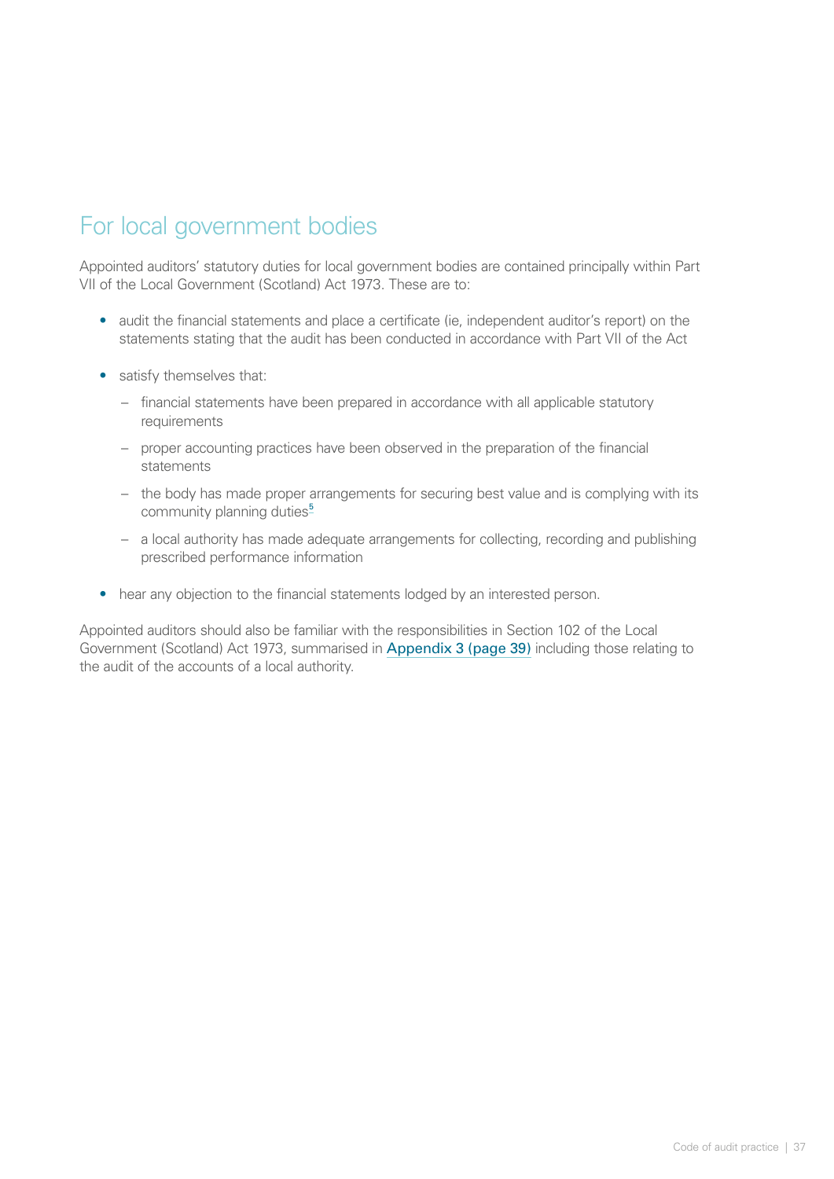## For local government bodies

Appointed auditors' statutory duties for local government bodies are contained principally within Part VII of the Local Government (Scotland) Act 1973. These are to:

- audit the financial statements and place a certificate (ie, independent auditor's report) on the statements stating that the audit has been conducted in accordance with Part VII of the Act
- satisfy themselves that:
  - financial statements have been prepared in accordance with all applicable statutory requirements
  - proper accounting practices have been observed in the preparation of the financial statements
  - the body has made proper arrangements for securing best value and is complying with its community planning duties[5]
  - a local authority has made adequate arrangements for collecting, recording and publishing prescribed performance information
- hear any objection to the financial statements lodged by an interested person.

Appointed auditors should also be familiar with the responsibilities in Section 102 of the Local Government (Scotland) Act 1973, summarised in Appendix 3 (page 39) including those relating to the audit of the accounts of a local authority.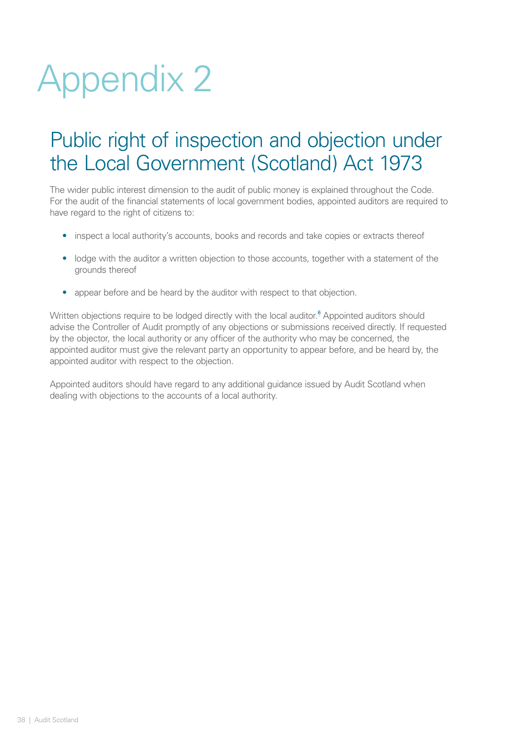# Appendix 2

## Public right of inspection and objection under the Local Government (Scotland) Act 1973

The wider public interest dimension to the audit of public money is explained throughout the Code. For the audit of the financial statements of local government bodies, appointed auditors are required to have regard to the right of citizens to:

- inspect a local authority's accounts, books and records and take copies or extracts thereof
- lodge with the auditor a written objection to those accounts, together with a statement of the grounds thereof
- appear before and be heard by the auditor with respect to that objection.

Written objections require to be lodged directly with the local auditor.[6] Appointed auditors should advise the Controller of Audit promptly of any objections or submissions received directly. If requested by the objector, the local authority or any officer of the authority who may be concerned, the appointed auditor must give the relevant party an opportunity to appear before, and be heard by, the appointed auditor with respect to the objection.

Appointed auditors should have regard to any additional guidance issued by Audit Scotland when dealing with objections to the accounts of a local authority.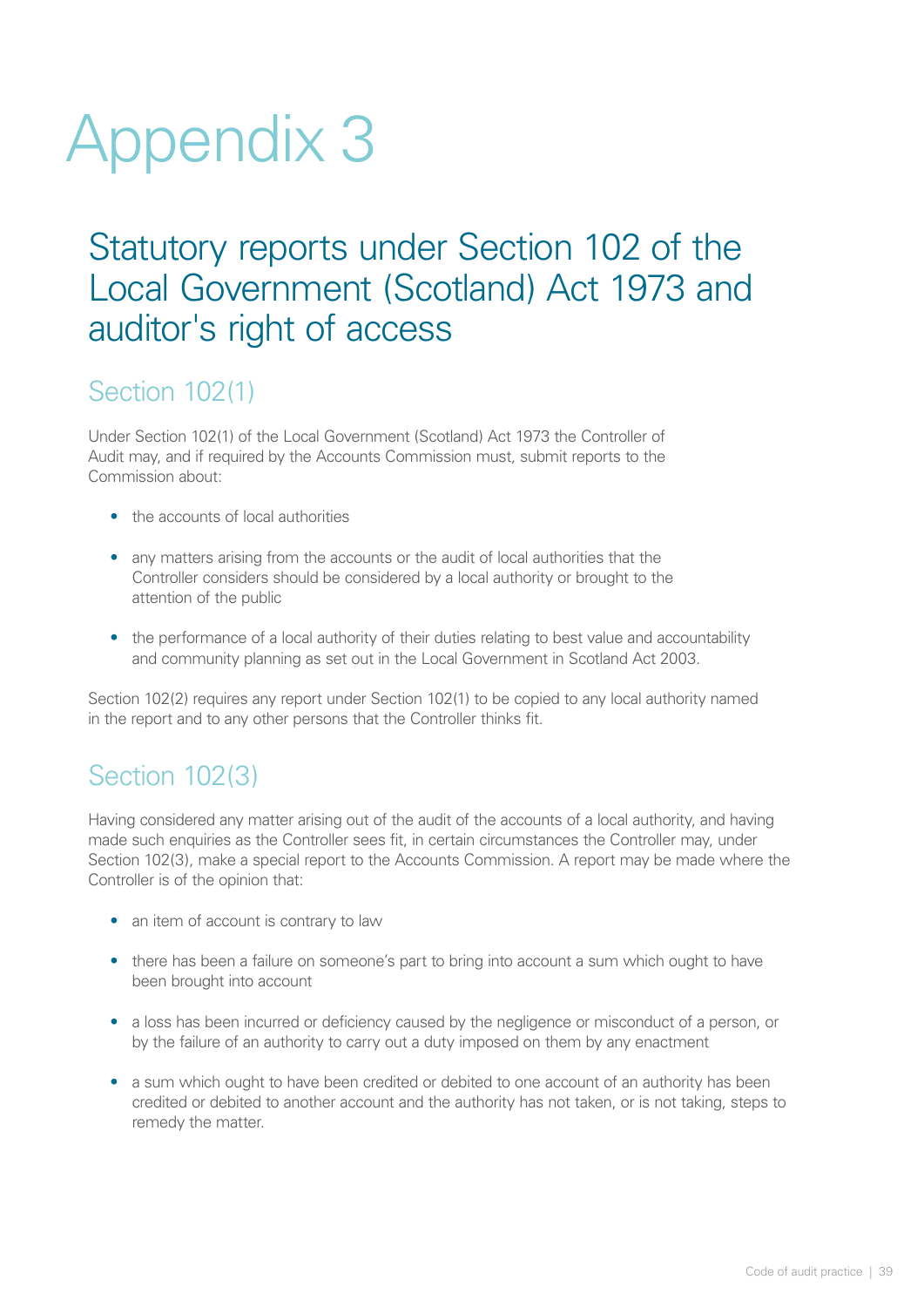# Appendix 3

## Statutory reports under Section 102 of the Local Government (Scotland) Act 1973 and auditor's right of access

### Section 102(1)

Under Section 102(1) of the Local Government (Scotland) Act 1973 the Controller of Audit may, and if required by the Accounts Commission must, submit reports to the Commission about:

- the accounts of local authorities
- any matters arising from the accounts or the audit of local authorities that the Controller considers should be considered by a local authority or brought to the attention of the public
- the performance of a local authority of their duties relating to best value and accountability and community planning as set out in the Local Government in Scotland Act 2003.

Section 102(2) requires any report under Section 102(1) to be copied to any local authority named in the report and to any other persons that the Controller thinks fit.

### Section 102(3)

Having considered any matter arising out of the audit of the accounts of a local authority, and having made such enquiries as the Controller sees fit, in certain circumstances the Controller may, under Section 102(3), make a special report to the Accounts Commission. A report may be made where the Controller is of the opinion that:

- an item of account is contrary to law
- there has been a failure on someone's part to bring into account a sum which ought to have been brought into account
- a loss has been incurred or deficiency caused by the negligence or misconduct of a person, or by the failure of an authority to carry out a duty imposed on them by any enactment
- a sum which ought to have been credited or debited to one account of an authority has been credited or debited to another account and the authority has not taken, or is not taking, steps to remedy the matter.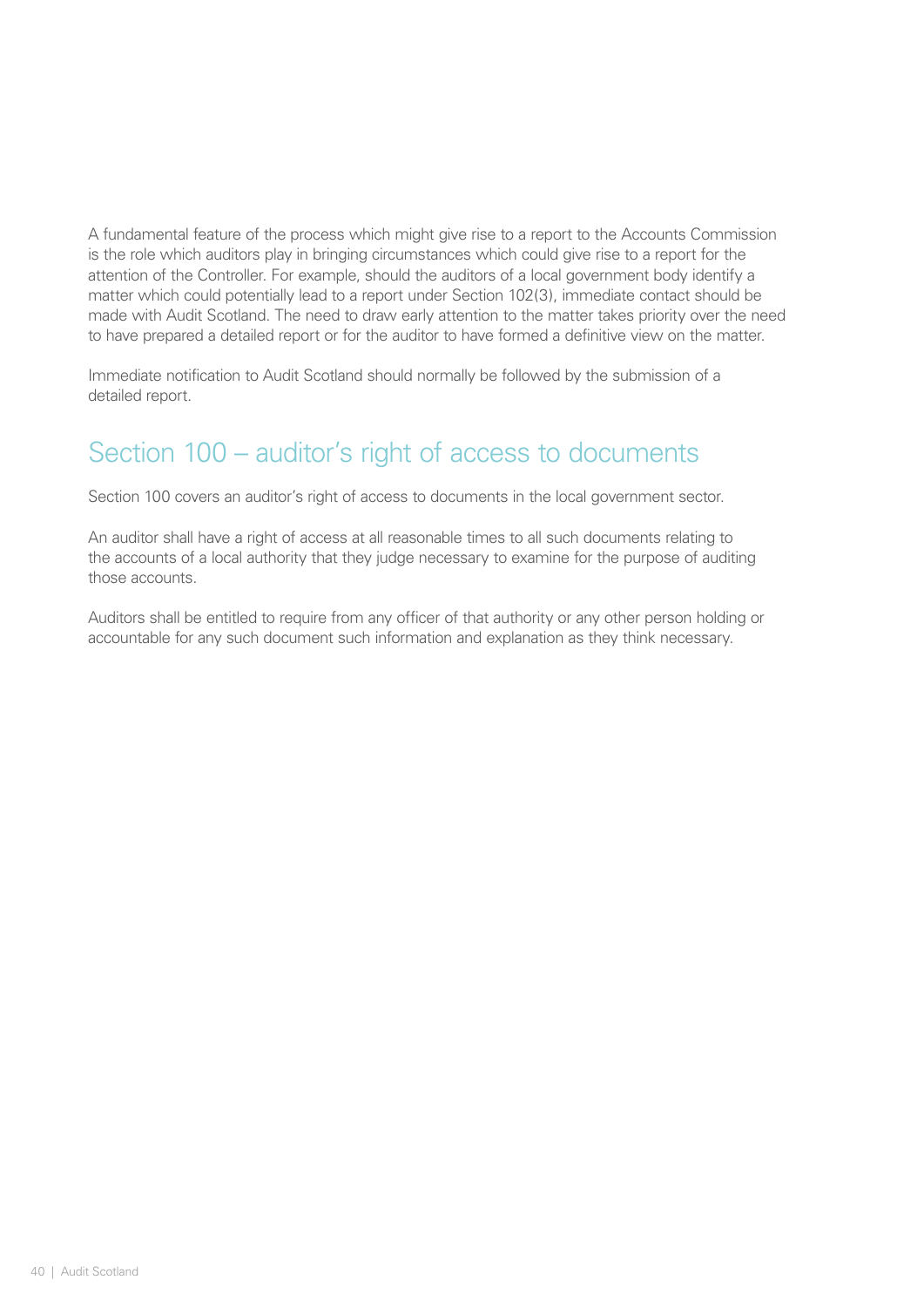A fundamental feature of the process which might give rise to a report to the Accounts Commission is the role which auditors play in bringing circumstances which could give rise to a report for the attention of the Controller. For example, should the auditors of a local government body identify a matter which could potentially lead to a report under Section 102(3), immediate contact should be made with Audit Scotland. The need to draw early attention to the matter takes priority over the need to have prepared a detailed report or for the auditor to have formed a definitive view on the matter.

Immediate notification to Audit Scotland should normally be followed by the submission of a detailed report.

## Section 100 – auditor's right of access to documents

Section 100 covers an auditor's right of access to documents in the local government sector.

An auditor shall have a right of access at all reasonable times to all such documents relating to the accounts of a local authority that they judge necessary to examine for the purpose of auditing those accounts.

Auditors shall be entitled to require from any officer of that authority or any other person holding or accountable for any such document such information and explanation as they think necessary.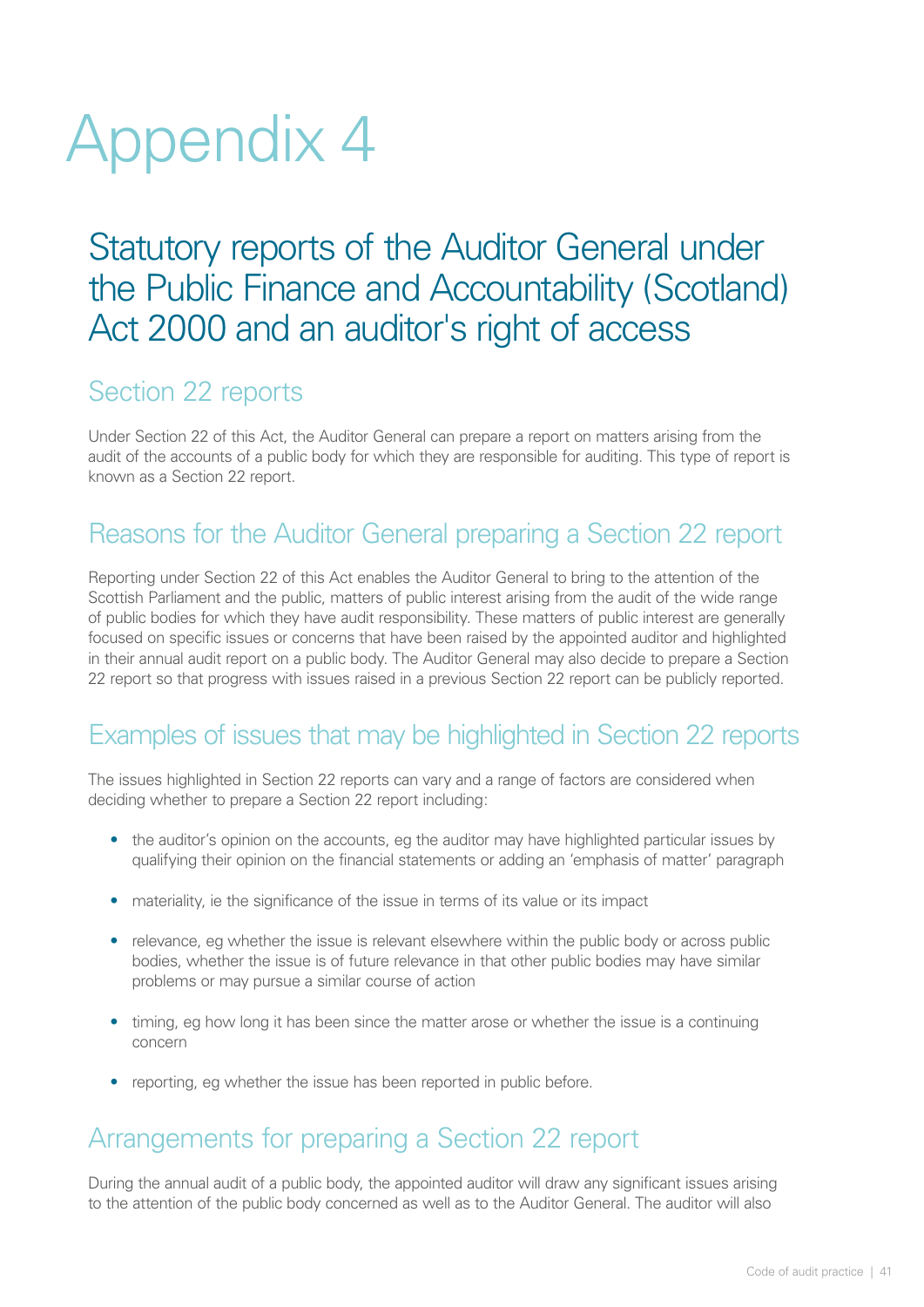# Appendix 4

## Statutory reports of the Auditor General under the Public Finance and Accountability (Scotland) Act 2000 and an auditor's right of access

### Section 22 reports

Under Section 22 of this Act, the Auditor General can prepare a report on matters arising from the audit of the accounts of a public body for which they are responsible for auditing. This type of report is known as a Section 22 report.

### Reasons for the Auditor General preparing a Section 22 report

Reporting under Section 22 of this Act enables the Auditor General to bring to the attention of the Scottish Parliament and the public, matters of public interest arising from the audit of the wide range of public bodies for which they have audit responsibility. These matters of public interest are generally focused on specific issues or concerns that have been raised by the appointed auditor and highlighted in their annual audit report on a public body. The Auditor General may also decide to prepare a Section 22 report so that progress with issues raised in a previous Section 22 report can be publicly reported.

### Examples of issues that may be highlighted in Section 22 reports

The issues highlighted in Section 22 reports can vary and a range of factors are considered when deciding whether to prepare a Section 22 report including:

- the auditor's opinion on the accounts, eg the auditor may have highlighted particular issues by qualifying their opinion on the financial statements or adding an 'emphasis of matter' paragraph
- materiality, ie the significance of the issue in terms of its value or its impact
- relevance, eg whether the issue is relevant elsewhere within the public body or across public bodies, whether the issue is of future relevance in that other public bodies may have similar problems or may pursue a similar course of action
- timing, eg how long it has been since the matter arose or whether the issue is a continuing concern
- reporting, eg whether the issue has been reported in public before.

### Arrangements for preparing a Section 22 report

During the annual audit of a public body, the appointed auditor will draw any significant issues arising to the attention of the public body concerned as well as to the Auditor General. The auditor will also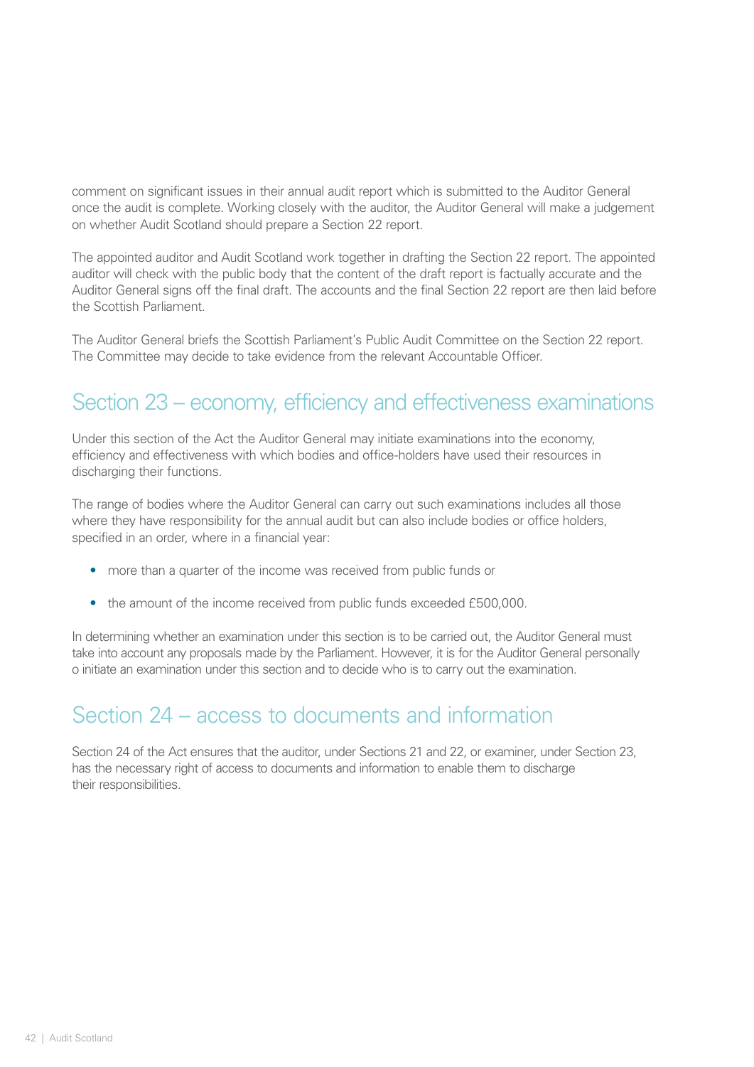comment on significant issues in their annual audit report which is submitted to the Auditor General once the audit is complete. Working closely with the auditor, the Auditor General will make a judgement on whether Audit Scotland should prepare a Section 22 report.

The appointed auditor and Audit Scotland work together in drafting the Section 22 report. The appointed auditor will check with the public body that the content of the draft report is factually accurate and the Auditor General signs off the final draft. The accounts and the final Section 22 report are then laid before the Scottish Parliament.

The Auditor General briefs the Scottish Parliament's Public Audit Committee on the Section 22 report. The Committee may decide to take evidence from the relevant Accountable Officer.

## Section 23 – economy, efficiency and effectiveness examinations

Under this section of the Act the Auditor General may initiate examinations into the economy, efficiency and effectiveness with which bodies and office-holders have used their resources in discharging their functions.

The range of bodies where the Auditor General can carry out such examinations includes all those where they have responsibility for the annual audit but can also include bodies or office holders, specified in an order, where in a financial year:

- more than a quarter of the income was received from public funds or
- the amount of the income received from public funds exceeded £500,000.

In determining whether an examination under this section is to be carried out, the Auditor General must take into account any proposals made by the Parliament. However, it is for the Auditor General personally o initiate an examination under this section and to decide who is to carry out the examination.

## Section 24 – access to documents and information

Section 24 of the Act ensures that the auditor, under Sections 21 and 22, or examiner, under Section 23, has the necessary right of access to documents and information to enable them to discharge their responsibilities.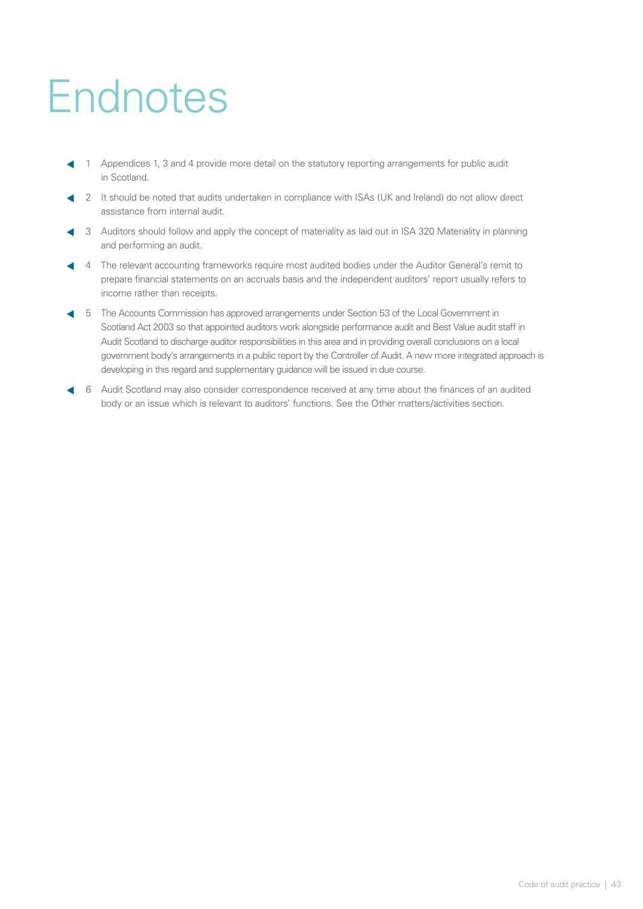# Endnotes

1. Appendices 1, 3 and 4 provide more detail on the statutory reporting arrangements for public audit in Scotland.

2. It should be noted that audits undertaken in compliance with ISAs (UK and Ireland) do not allow direct assistance from internal audit.

3. Auditors should follow and apply the concept of materiality as laid out in ISA 320 Materiality in planning and performing an audit.

4. The relevant accounting frameworks require most audited bodies under the Auditor General's remit to prepare financial statements on an accruals basis and the independent auditors' report usually refers to income rather than receipts.

5. The Accounts Commission has approved arrangements under Section 53 of the Local Government in Scotland Act 2003 so that appointed auditors work alongside performance audit and Best Value audit staff in Audit Scotland to discharge auditor responsibilities in this area and in providing overall conclusions on a local government body's arrangements in a public report by the Controller of Audit. A new more integrated approach is developing in this regard and supplementary guidance will be issued in due course.

6. Audit Scotland may also consider correspondence received at any time about the finances of an audited body or an issue which is relevant to auditors' functions. See the Other matters/activities section.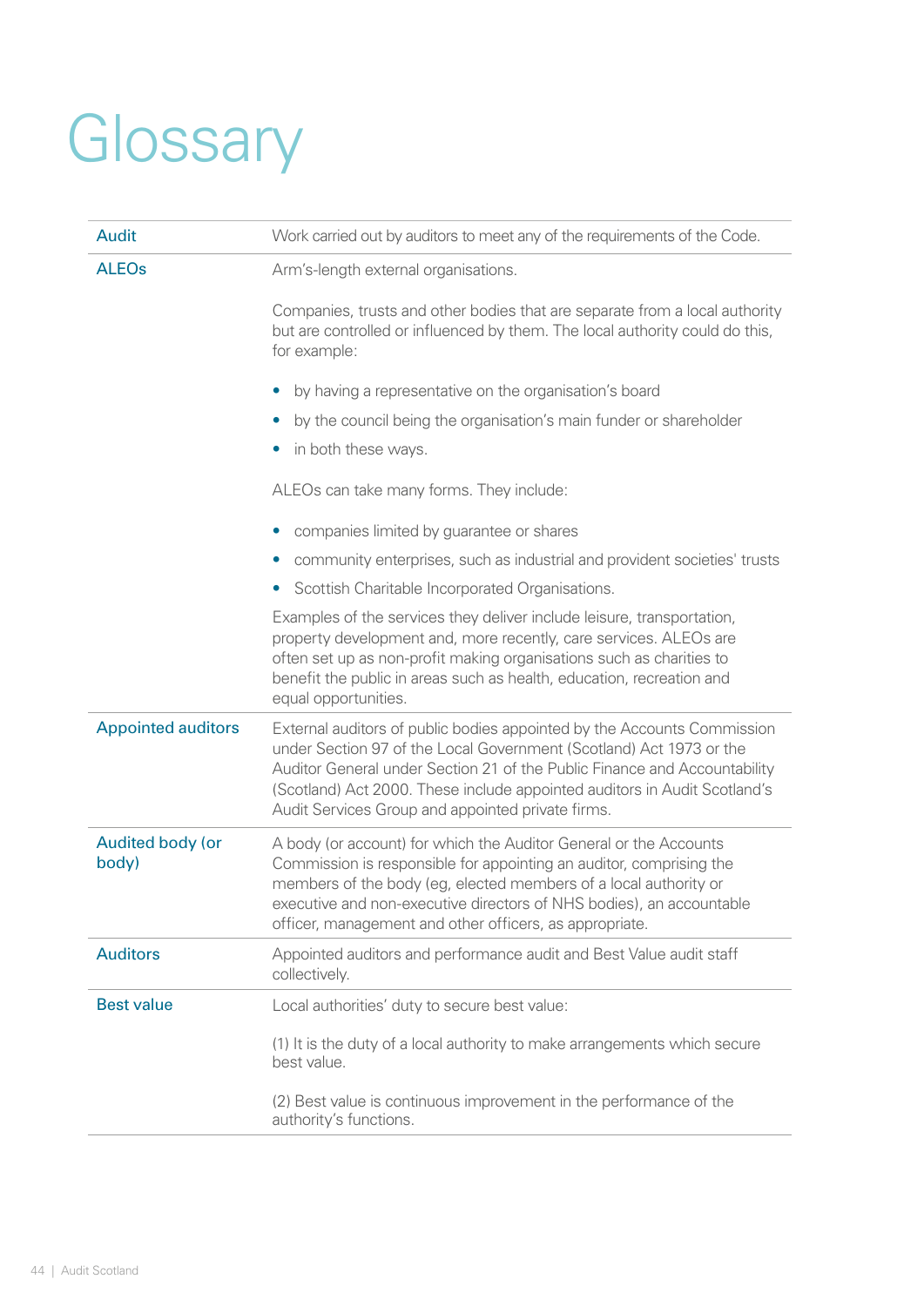# Glossary

| | |
|---|---|
| Audit | Work carried out by auditors to meet any of the requirements of the Code. |
| ALEOs | Arm's-length external organisations.<br><br>Companies, trusts and other bodies that are separate from a local authority but are controlled or influenced by them. The local authority could do this, for example:<br><br>• by having a representative on the organisation's board<br>• by the council being the organisation's main funder or shareholder<br>• in both these ways.<br><br>ALEOs can take many forms. They include:<br><br>• companies limited by guarantee or shares<br>• community enterprises, such as industrial and provident societies' trusts<br>• Scottish Charitable Incorporated Organisations.<br><br>Examples of the services they deliver include leisure, transportation, property development and, more recently, care services. ALEOs are often set up as non-profit making organisations such as charities to benefit the public in areas such as health, education, recreation and equal opportunities. |
| Appointed auditors | External auditors of public bodies appointed by the Accounts Commission under Section 97 of the Local Government (Scotland) Act 1973 or the Auditor General under Section 21 of the Public Finance and Accountability (Scotland) Act 2000. These include appointed auditors in Audit Scotland's Audit Services Group and appointed private firms. |
| Audited body (or body) | A body (or account) for which the Auditor General or the Accounts Commission is responsible for appointing an auditor, comprising the members of the body (eg, elected members of a local authority or executive and non-executive directors of NHS bodies), an accountable officer, management and other officers, as appropriate. |
| Auditors | Appointed auditors and performance audit and Best Value audit staff collectively. |
| Best value | Local authorities' duty to secure best value:<br><br>(1) It is the duty of a local authority to make arrangements which secure best value.<br><br>(2) Best value is continuous improvement in the performance of the authority's functions. |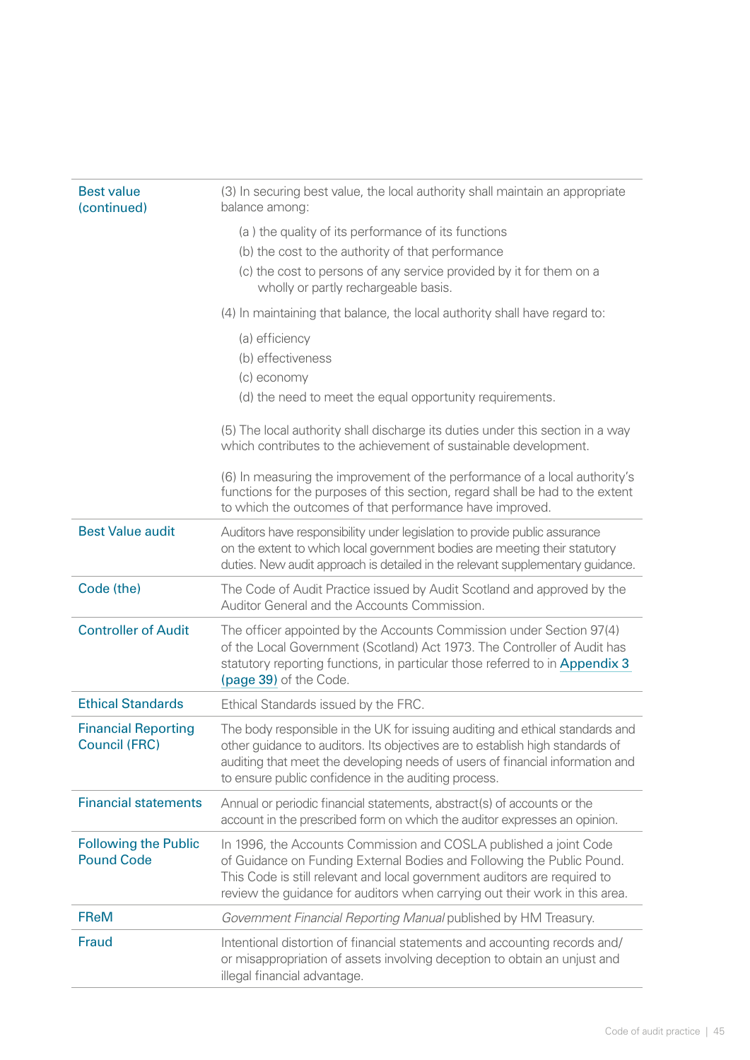| | |
|---|---|
| Best value (continued) | (3) In securing best value, the local authority shall maintain an appropriate balance among:<br><br>(a ) the quality of its performance of its functions<br>(b) the cost to the authority of that performance<br>(c) the cost to persons of any service provided by it for them on a wholly or partly rechargeable basis.<br><br>(4) In maintaining that balance, the local authority shall have regard to:<br><br>(a) efficiency<br>(b) effectiveness<br>(c) economy<br>(d) the need to meet the equal opportunity requirements.<br><br>(5) The local authority shall discharge its duties under this section in a way which contributes to the achievement of sustainable development.<br><br>(6) In measuring the improvement of the performance of a local authority's functions for the purposes of this section, regard shall be had to the extent to which the outcomes of that performance have improved. |
| Best Value audit | Auditors have responsibility under legislation to provide public assurance on the extent to which local government bodies are meeting their statutory duties. New audit approach is detailed in the relevant supplementary guidance. |
| Code (the) | The Code of Audit Practice issued by Audit Scotland and approved by the Auditor General and the Accounts Commission. |
| Controller of Audit | The officer appointed by the Accounts Commission under Section 97(4) of the Local Government (Scotland) Act 1973. The Controller of Audit has statutory reporting functions, in particular those referred to in Appendix 3 (page 39) of the Code. |
| Ethical Standards | Ethical Standards issued by the FRC. |
| Financial Reporting Council (FRC) | The body responsible in the UK for issuing auditing and ethical standards and other guidance to auditors. Its objectives are to establish high standards of auditing that meet the developing needs of users of financial information and to ensure public confidence in the auditing process. |
| Financial statements | Annual or periodic financial statements, abstract(s) of accounts or the account in the prescribed form on which the auditor expresses an opinion. |
| Following the Public Pound Code | In 1996, the Accounts Commission and COSLA published a joint Code of Guidance on Funding External Bodies and Following the Public Pound. This Code is still relevant and local government auditors are required to review the guidance for auditors when carrying out their work in this area. |
| FReM | *Government Financial Reporting Manual* published by HM Treasury. |
| Fraud | Intentional distortion of financial statements and accounting records and/or misappropriation of assets involving deception to obtain an unjust and illegal financial advantage. |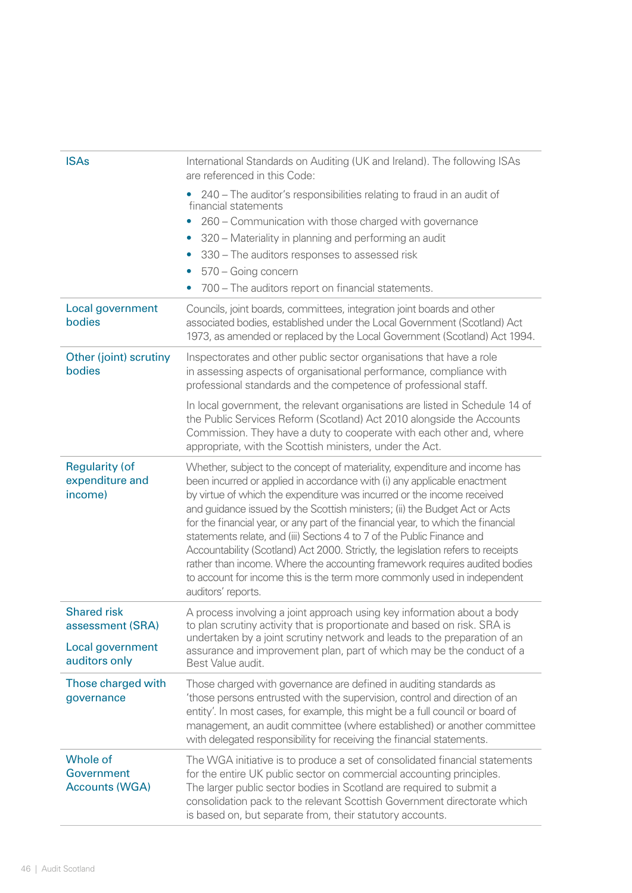| | |
|---|---|
| ISAs | International Standards on Auditing (UK and Ireland). The following ISAs are referenced in this Code:<br>• 240 – The auditor's responsibilities relating to fraud in an audit of financial statements<br>• 260 – Communication with those charged with governance<br>• 320 – Materiality in planning and performing an audit<br>• 330 – The auditors responses to assessed risk<br>• 570 – Going concern<br>• 700 – The auditors report on financial statements. |
| Local government bodies | Councils, joint boards, committees, integration joint boards and other associated bodies, established under the Local Government (Scotland) Act 1973, as amended or replaced by the Local Government (Scotland) Act 1994. |
| Other (joint) scrutiny bodies | Inspectorates and other public sector organisations that have a role in assessing aspects of organisational performance, compliance with professional standards and the competence of professional staff.<br><br>In local government, the relevant organisations are listed in Schedule 14 of the Public Services Reform (Scotland) Act 2010 alongside the Accounts Commission. They have a duty to cooperate with each other and, where appropriate, with the Scottish ministers, under the Act. |
| Regularity (of expenditure and income) | Whether, subject to the concept of materiality, expenditure and income has been incurred or applied in accordance with (i) any applicable enactment by virtue of which the expenditure was incurred or the income received and guidance issued by the Scottish ministers; (ii) the Budget Act or Acts for the financial year, or any part of the financial year, to which the financial statements relate, and (iii) Sections 4 to 7 of the Public Finance and Accountability (Scotland) Act 2000. Strictly, the legislation refers to receipts rather than income. Where the accounting framework requires audited bodies to account for income this is the term more commonly used in independent auditors' reports. |
| Shared risk assessment (SRA)<br><br>Local government auditors only | A process involving a joint approach using key information about a body to plan scrutiny activity that is proportionate and based on risk. SRA is undertaken by a joint scrutiny network and leads to the preparation of an assurance and improvement plan, part of which may be the conduct of a Best Value audit. |
| Those charged with governance | Those charged with governance are defined in auditing standards as 'those persons entrusted with the supervision, control and direction of an entity'. In most cases, for example, this might be a full council or board of management, an audit committee (where established) or another committee with delegated responsibility for receiving the financial statements. |
| Whole of Government Accounts (WGA) | The WGA initiative is to produce a set of consolidated financial statements for the entire UK public sector on commercial accounting principles. The larger public sector bodies in Scotland are required to submit a consolidation pack to the relevant Scottish Government directorate which is based on, but separate from, their statutory accounts. |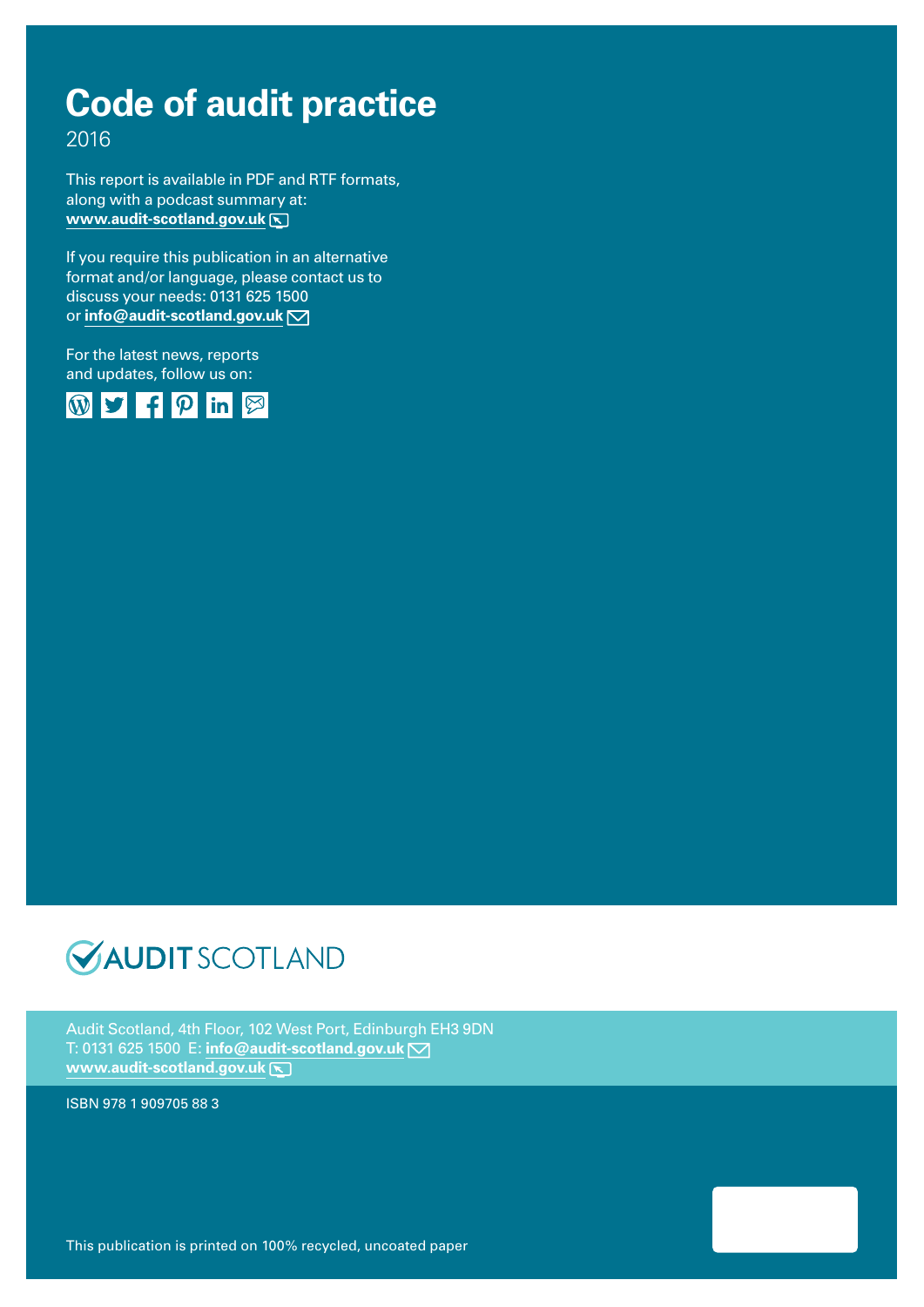# Code of audit practice

2016

This report is available in PDF and RTF formats, along with a podcast summary at: **www.audit-scotland.gov.uk**

If you require this publication in an alternative format and/or language, please contact us to discuss your needs: 0131 625 1500 or **info@audit-scotland.gov.uk**

For the latest news, reports and updates, follow us on:

AUDIT SCOTLAND

Audit Scotland, 4th Floor, 102 West Port, Edinburgh EH3 9DN
T: 0131 625 1500 E: **info@audit-scotland.gov.uk**
**www.audit-scotland.gov.uk**

ISBN 978 1 909705 88 3

This publication is printed on 100% recycled, uncoated paper